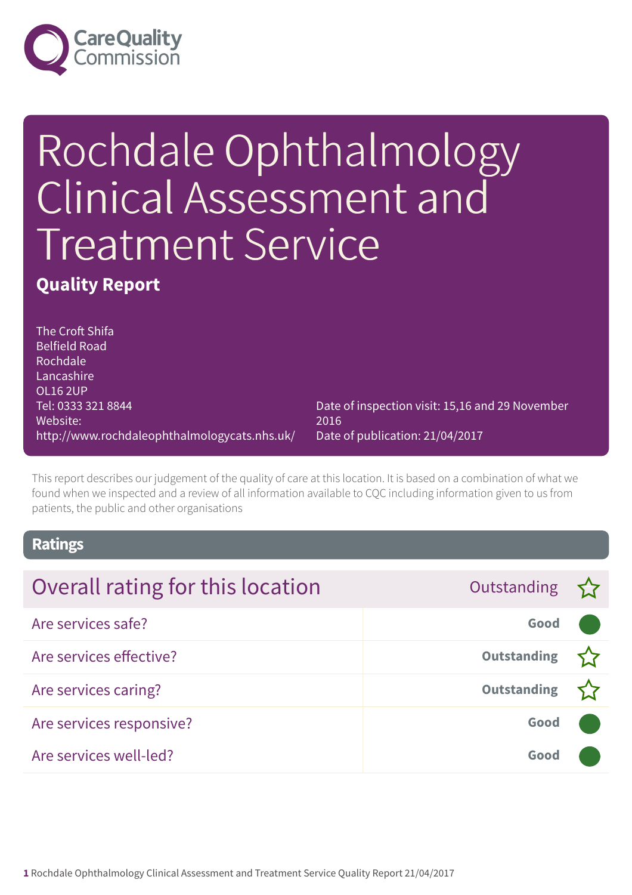Care Quality Commission

# Rochdale Ophthalmology Clinical Assessment and Treatment Service

## Quality Report

The Croft Shifa
Belfield Road
Rochdale
Lancashire
OL16 2UP
Tel: 0333 321 8844
Website: http://www.rochdaleophthalmologycats.nhs.uk/

Date of inspection visit: 15,16 and 29 November 2016
Date of publication: 21/04/2017

This report describes our judgement of the quality of care at this location. It is based on a combination of what we found when we inspected and a review of all information available to CQC including information given to us from patients, the public and other organisations

## Ratings

| Overall rating for this location | Outstanding ☆ |
|---|---|
| Are services safe? | Good |
| Are services effective? | Outstanding ☆ |
| Are services caring? | Outstanding ☆ |
| Are services responsive? | Good |
| Are services well-led? | Good |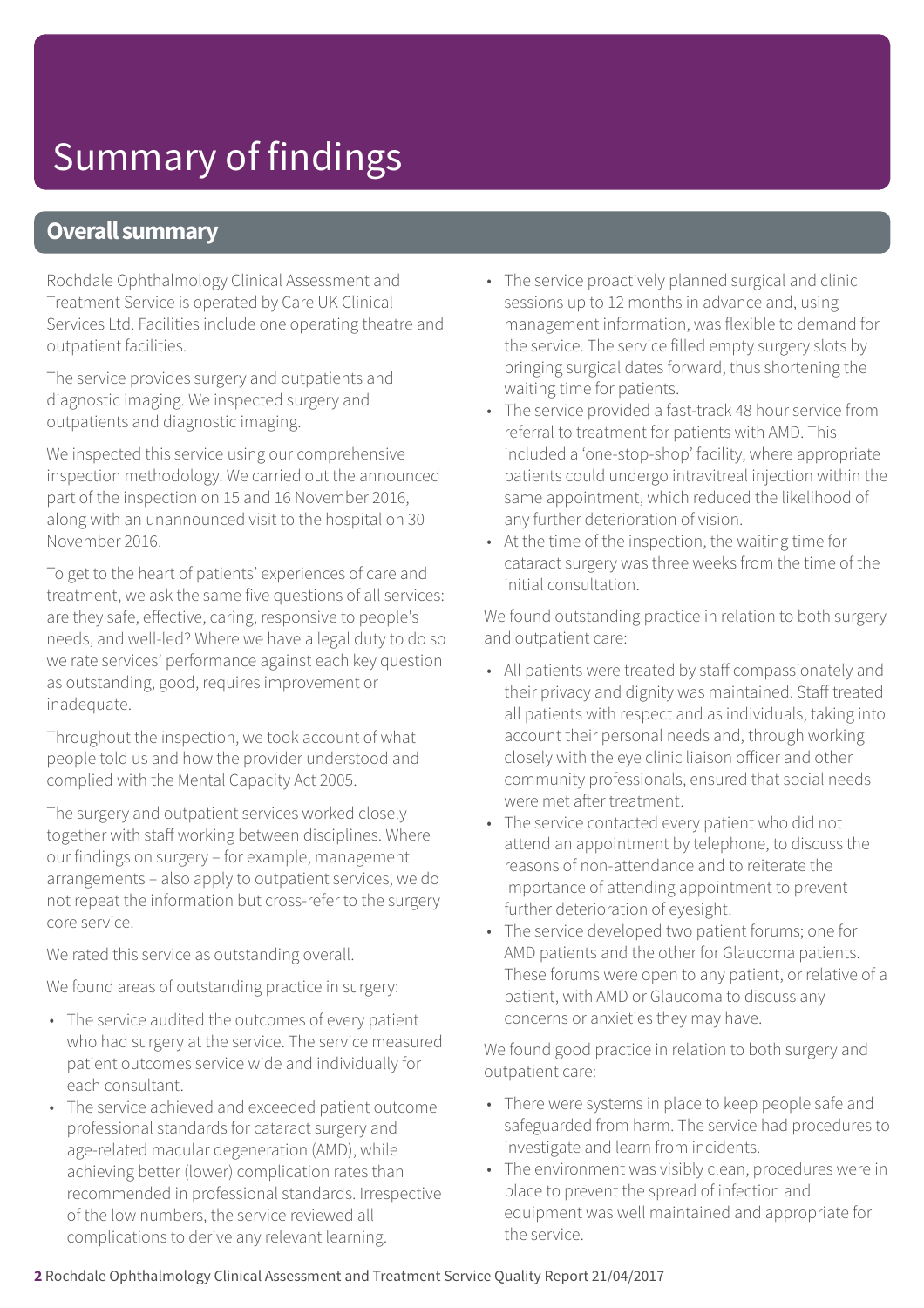# Summary of findings

## Overall summary

Rochdale Ophthalmology Clinical Assessment and Treatment Service is operated by Care UK Clinical Services Ltd. Facilities include one operating theatre and outpatient facilities.

The service provides surgery and outpatients and diagnostic imaging. We inspected surgery and outpatients and diagnostic imaging.

We inspected this service using our comprehensive inspection methodology. We carried out the announced part of the inspection on 15 and 16 November 2016, along with an unannounced visit to the hospital on 30 November 2016.

To get to the heart of patients' experiences of care and treatment, we ask the same five questions of all services: are they safe, effective, caring, responsive to people's needs, and well-led? Where we have a legal duty to do so we rate services' performance against each key question as outstanding, good, requires improvement or inadequate.

Throughout the inspection, we took account of what people told us and how the provider understood and complied with the Mental Capacity Act 2005.

The surgery and outpatient services worked closely together with staff working between disciplines. Where our findings on surgery – for example, management arrangements – also apply to outpatient services, we do not repeat the information but cross-refer to the surgery core service.

We rated this service as outstanding overall.

We found areas of outstanding practice in surgery:

- The service audited the outcomes of every patient who had surgery at the service. The service measured patient outcomes service wide and individually for each consultant.
- The service achieved and exceeded patient outcome professional standards for cataract surgery and age-related macular degeneration (AMD), while achieving better (lower) complication rates than recommended in professional standards. Irrespective of the low numbers, the service reviewed all complications to derive any relevant learning.
- The service proactively planned surgical and clinic sessions up to 12 months in advance and, using management information, was flexible to demand for the service. The service filled empty surgery slots by bringing surgical dates forward, thus shortening the waiting time for patients.
- The service provided a fast-track 48 hour service from referral to treatment for patients with AMD. This included a 'one-stop-shop' facility, where appropriate patients could undergo intravitreal injection within the same appointment, which reduced the likelihood of any further deterioration of vision.
- At the time of the inspection, the waiting time for cataract surgery was three weeks from the time of the initial consultation.

We found outstanding practice in relation to both surgery and outpatient care:

- All patients were treated by staff compassionately and their privacy and dignity was maintained. Staff treated all patients with respect and as individuals, taking into account their personal needs and, through working closely with the eye clinic liaison officer and other community professionals, ensured that social needs were met after treatment.
- The service contacted every patient who did not attend an appointment by telephone, to discuss the reasons of non-attendance and to reiterate the importance of attending appointment to prevent further deterioration of eyesight.
- The service developed two patient forums; one for AMD patients and the other for Glaucoma patients. These forums were open to any patient, or relative of a patient, with AMD or Glaucoma to discuss any concerns or anxieties they may have.

We found good practice in relation to both surgery and outpatient care:

- There were systems in place to keep people safe and safeguarded from harm. The service had procedures to investigate and learn from incidents.
- The environment was visibly clean, procedures were in place to prevent the spread of infection and equipment was well maintained and appropriate for the service.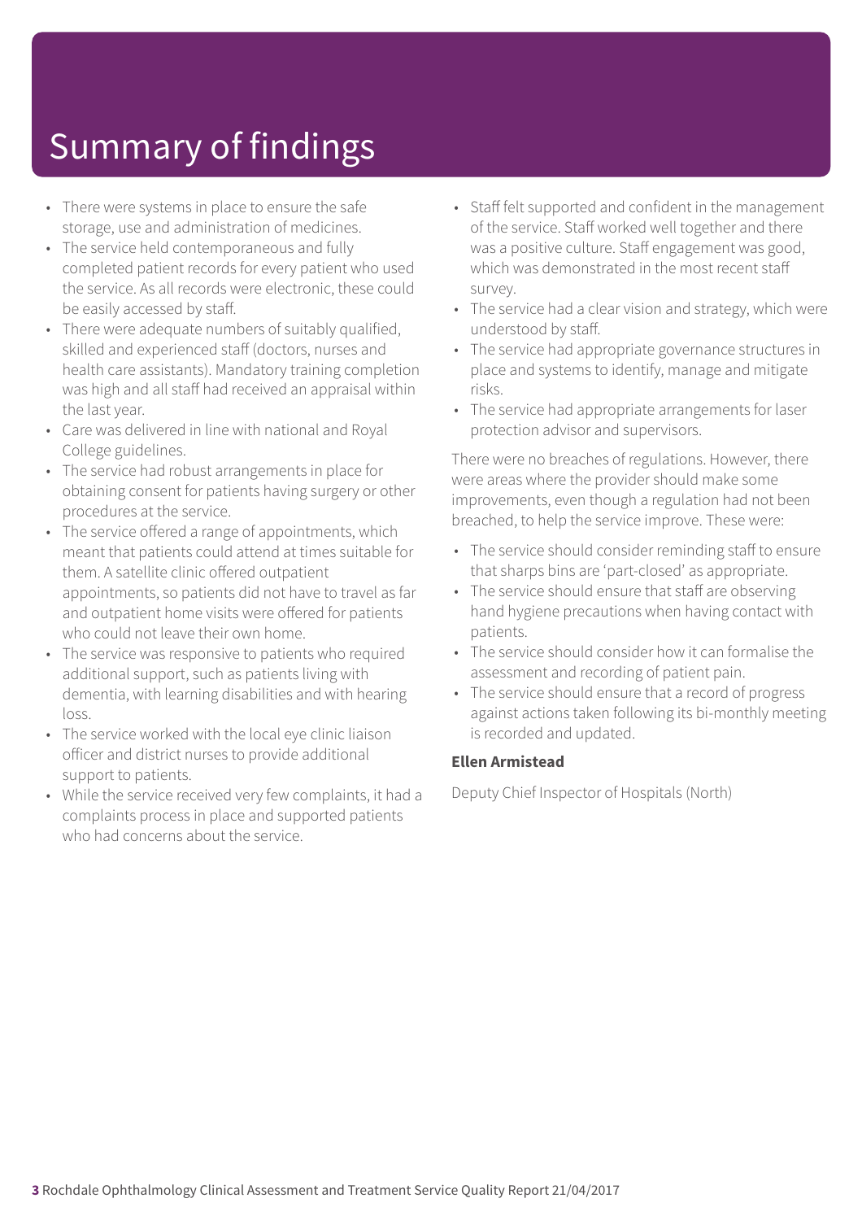# Summary of findings

- There were systems in place to ensure the safe storage, use and administration of medicines.
- The service held contemporaneous and fully completed patient records for every patient who used the service. As all records were electronic, these could be easily accessed by staff.
- There were adequate numbers of suitably qualified, skilled and experienced staff (doctors, nurses and health care assistants). Mandatory training completion was high and all staff had received an appraisal within the last year.
- Care was delivered in line with national and Royal College guidelines.
- The service had robust arrangements in place for obtaining consent for patients having surgery or other procedures at the service.
- The service offered a range of appointments, which meant that patients could attend at times suitable for them. A satellite clinic offered outpatient appointments, so patients did not have to travel as far and outpatient home visits were offered for patients who could not leave their own home.
- The service was responsive to patients who required additional support, such as patients living with dementia, with learning disabilities and with hearing loss.
- The service worked with the local eye clinic liaison officer and district nurses to provide additional support to patients.
- While the service received very few complaints, it had a complaints process in place and supported patients who had concerns about the service.
- Staff felt supported and confident in the management of the service. Staff worked well together and there was a positive culture. Staff engagement was good, which was demonstrated in the most recent staff survey.
- The service had a clear vision and strategy, which were understood by staff.
- The service had appropriate governance structures in place and systems to identify, manage and mitigate risks.
- The service had appropriate arrangements for laser protection advisor and supervisors.

There were no breaches of regulations. However, there were areas where the provider should make some improvements, even though a regulation had not been breached, to help the service improve. These were:

- The service should consider reminding staff to ensure that sharps bins are 'part-closed' as appropriate.
- The service should ensure that staff are observing hand hygiene precautions when having contact with patients.
- The service should consider how it can formalise the assessment and recording of patient pain.
- The service should ensure that a record of progress against actions taken following its bi-monthly meeting is recorded and updated.

**Ellen Armistead**

Deputy Chief Inspector of Hospitals (North)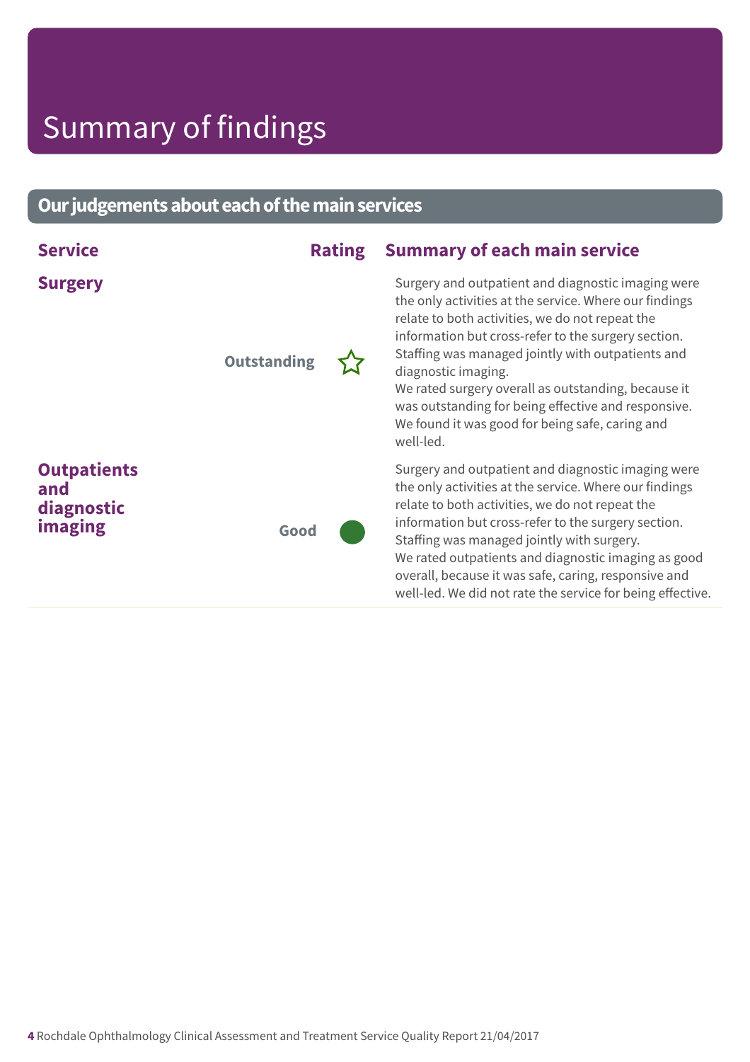# Summary of findings

## Our judgements about each of the main services

| Service | Rating | Summary of each main service |
|---|---|---|
| **Surgery** | Outstanding ☆ | Surgery and outpatient and diagnostic imaging were the only activities at the service. Where our findings relate to both activities, we do not repeat the information but cross-refer to the surgery section. Staffing was managed jointly with outpatients and diagnostic imaging.<br>We rated surgery overall as outstanding, because it was outstanding for being effective and responsive. We found it was good for being safe, caring and well-led. |
| **Outpatients and diagnostic imaging** | Good | Surgery and outpatient and diagnostic imaging were the only activities at the service. Where our findings relate to both activities, we do not repeat the information but cross-refer to the surgery section. Staffing was managed jointly with surgery.<br>We rated outpatients and diagnostic imaging as good overall, because it was safe, caring, responsive and well-led. We did not rate the service for being effective. |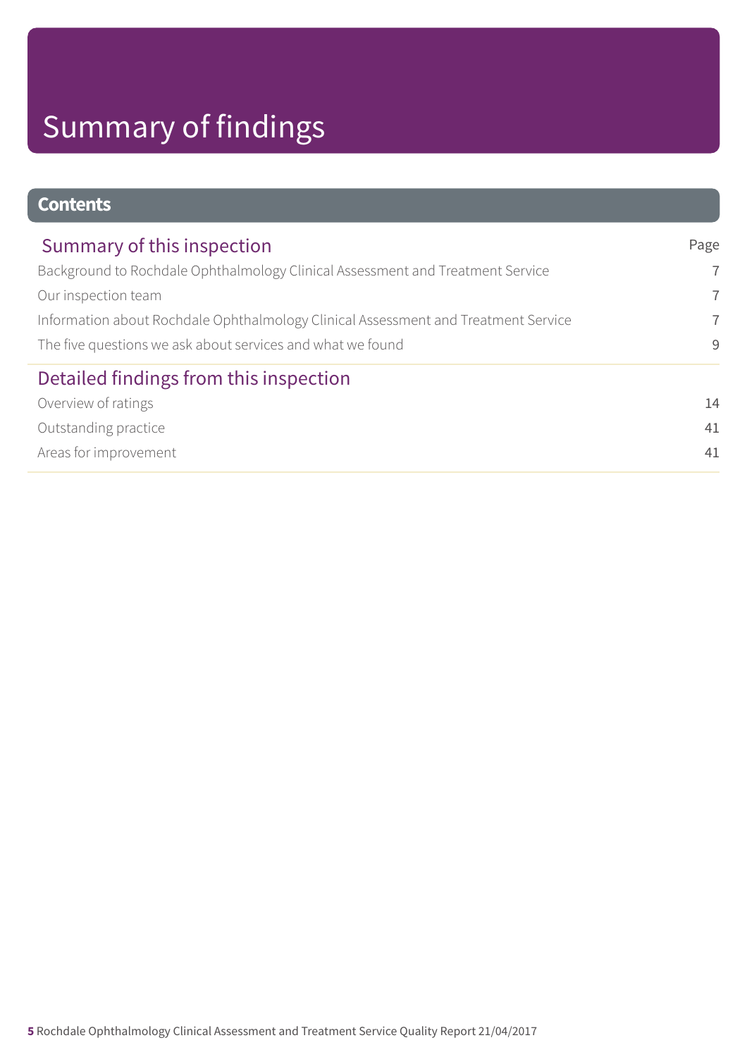# Summary of findings

## Contents

| Summary of this inspection | Page |
| --- | --- |
| Background to Rochdale Ophthalmology Clinical Assessment and Treatment Service | 7 |
| Our inspection team | 7 |
| Information about Rochdale Ophthalmology Clinical Assessment and Treatment Service | 7 |
| The five questions we ask about services and what we found | 9 |

| Detailed findings from this inspection | |
| --- | --- |
| Overview of ratings | 14 |
| Outstanding practice | 41 |
| Areas for improvement | 41 |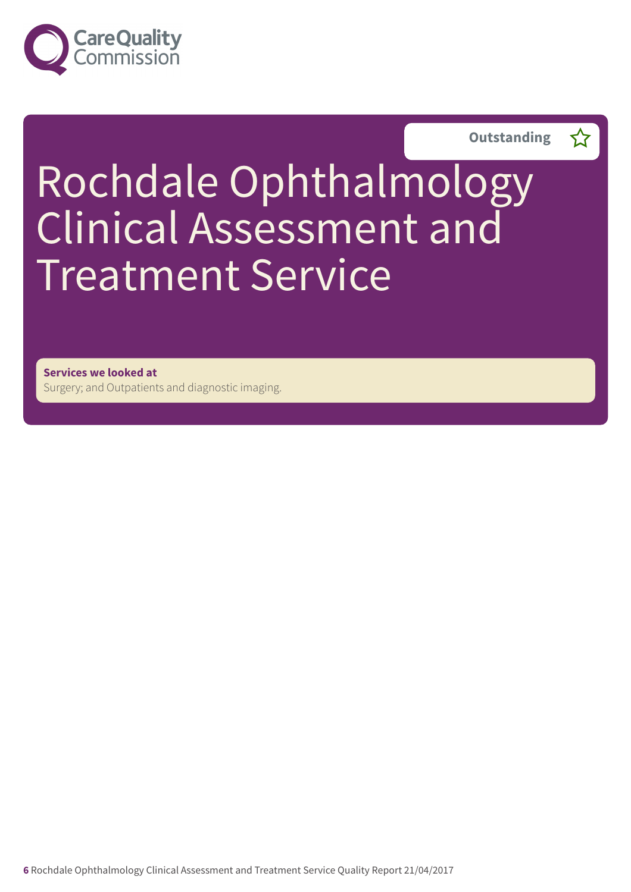Outstanding

# Rochdale Ophthalmology Clinical Assessment and Treatment Service

**Services we looked at**
Surgery; and Outpatients and diagnostic imaging.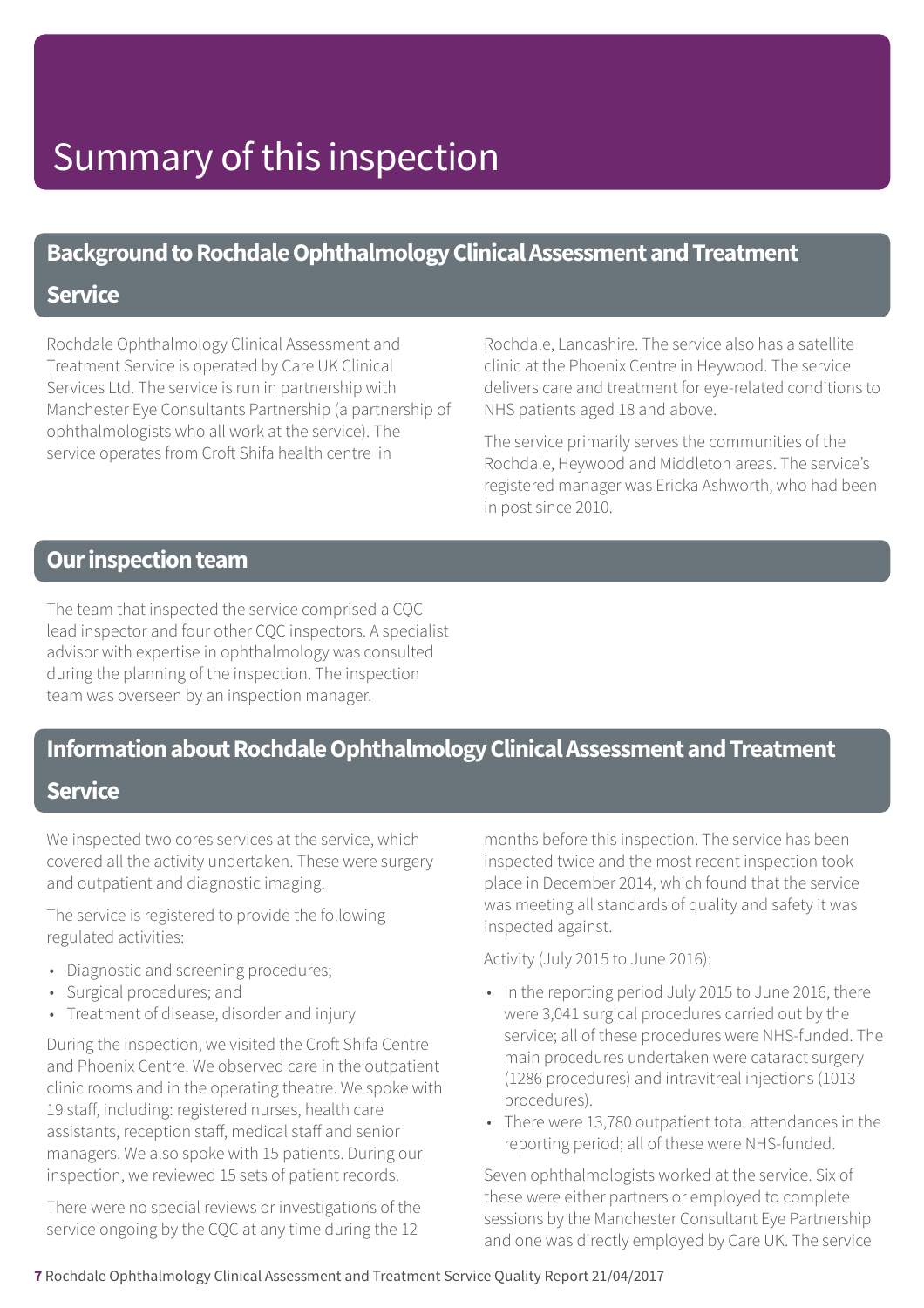# Summary of this inspection

## Background to Rochdale Ophthalmology Clinical Assessment and Treatment Service

Rochdale Ophthalmology Clinical Assessment and Treatment Service is operated by Care UK Clinical Services Ltd. The service is run in partnership with Manchester Eye Consultants Partnership (a partnership of ophthalmologists who all work at the service). The service operates from Croft Shifa health centre in Rochdale, Lancashire. The service also has a satellite clinic at the Phoenix Centre in Heywood. The service delivers care and treatment for eye-related conditions to NHS patients aged 18 and above.

The service primarily serves the communities of the Rochdale, Heywood and Middleton areas. The service's registered manager was Ericka Ashworth, who had been in post since 2010.

## Our inspection team

The team that inspected the service comprised a CQC lead inspector and four other CQC inspectors. A specialist advisor with expertise in ophthalmology was consulted during the planning of the inspection. The inspection team was overseen by an inspection manager.

## Information about Rochdale Ophthalmology Clinical Assessment and Treatment Service

We inspected two cores services at the service, which covered all the activity undertaken. These were surgery and outpatient and diagnostic imaging.

The service is registered to provide the following regulated activities:

- Diagnostic and screening procedures;
- Surgical procedures; and
- Treatment of disease, disorder and injury

During the inspection, we visited the Croft Shifa Centre and Phoenix Centre. We observed care in the outpatient clinic rooms and in the operating theatre. We spoke with 19 staff, including: registered nurses, health care assistants, reception staff, medical staff and senior managers. We also spoke with 15 patients. During our inspection, we reviewed 15 sets of patient records.

There were no special reviews or investigations of the service ongoing by the CQC at any time during the 12 months before this inspection. The service has been inspected twice and the most recent inspection took place in December 2014, which found that the service was meeting all standards of quality and safety it was inspected against.

Activity (July 2015 to June 2016):

- In the reporting period July 2015 to June 2016, there were 3,041 surgical procedures carried out by the service; all of these procedures were NHS-funded. The main procedures undertaken were cataract surgery (1286 procedures) and intravitreal injections (1013 procedures).
- There were 13,780 outpatient total attendances in the reporting period; all of these were NHS-funded.

Seven ophthalmologists worked at the service. Six of these were either partners or employed to complete sessions by the Manchester Consultant Eye Partnership and one was directly employed by Care UK. The service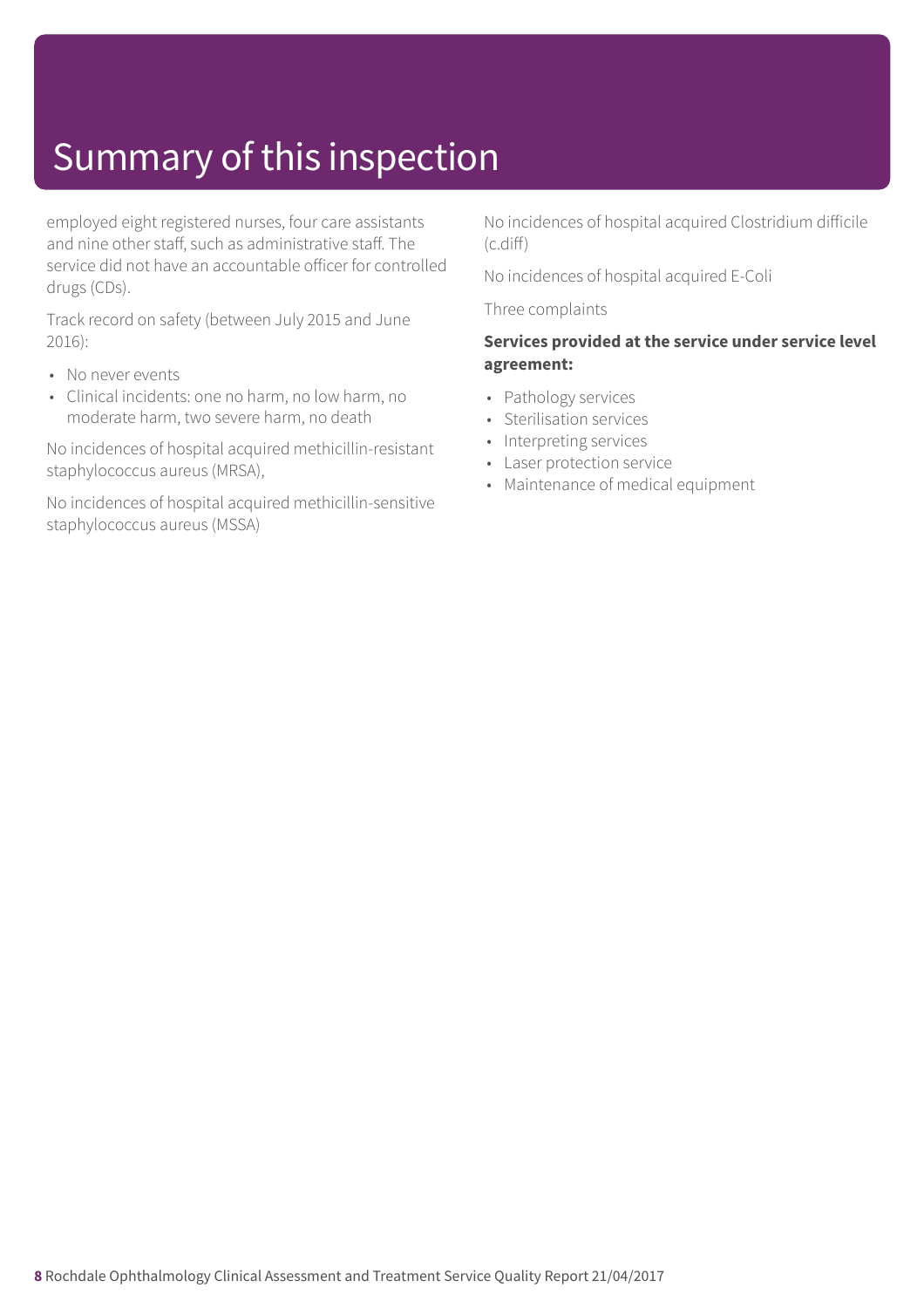# Summary of this inspection

employed eight registered nurses, four care assistants and nine other staff, such as administrative staff. The service did not have an accountable officer for controlled drugs (CDs).

Track record on safety (between July 2015 and June 2016):

- No never events
- Clinical incidents: one no harm, no low harm, no moderate harm, two severe harm, no death

No incidences of hospital acquired methicillin-resistant staphylococcus aureus (MRSA),

No incidences of hospital acquired methicillin-sensitive staphylococcus aureus (MSSA)

No incidences of hospital acquired Clostridium difficile (c.diff)

No incidences of hospital acquired E-Coli

Three complaints

**Services provided at the service under service level agreement:**

- Pathology services
- Sterilisation services
- Interpreting services
- Laser protection service
- Maintenance of medical equipment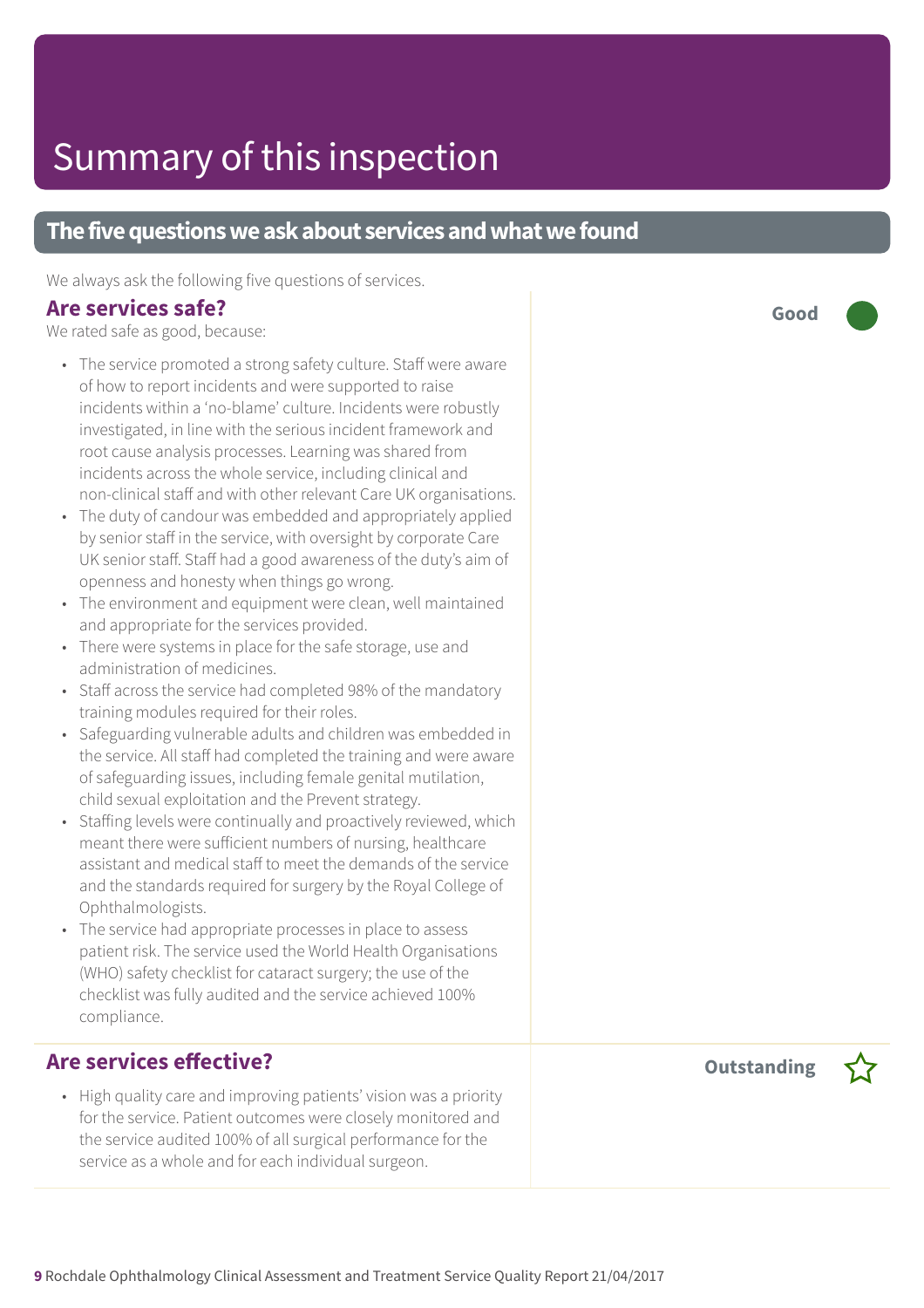# Summary of this inspection

## The five questions we ask about services and what we found

We always ask the following five questions of services.

### Are services safe?

**Good**

We rated safe as good, because:

- The service promoted a strong safety culture. Staff were aware of how to report incidents and were supported to raise incidents within a 'no-blame' culture. Incidents were robustly investigated, in line with the serious incident framework and root cause analysis processes. Learning was shared from incidents across the whole service, including clinical and non-clinical staff and with other relevant Care UK organisations.
- The duty of candour was embedded and appropriately applied by senior staff in the service, with oversight by corporate Care UK senior staff. Staff had a good awareness of the duty's aim of openness and honesty when things go wrong.
- The environment and equipment were clean, well maintained and appropriate for the services provided.
- There were systems in place for the safe storage, use and administration of medicines.
- Staff across the service had completed 98% of the mandatory training modules required for their roles.
- Safeguarding vulnerable adults and children was embedded in the service. All staff had completed the training and were aware of safeguarding issues, including female genital mutilation, child sexual exploitation and the Prevent strategy.
- Staffing levels were continually and proactively reviewed, which meant there were sufficient numbers of nursing, healthcare assistant and medical staff to meet the demands of the service and the standards required for surgery by the Royal College of Ophthalmologists.
- The service had appropriate processes in place to assess patient risk. The service used the World Health Organisations (WHO) safety checklist for cataract surgery; the use of the checklist was fully audited and the service achieved 100% compliance.

### Are services effective?

**Outstanding**

- High quality care and improving patients' vision was a priority for the service. Patient outcomes were closely monitored and the service audited 100% of all surgical performance for the service as a whole and for each individual surgeon.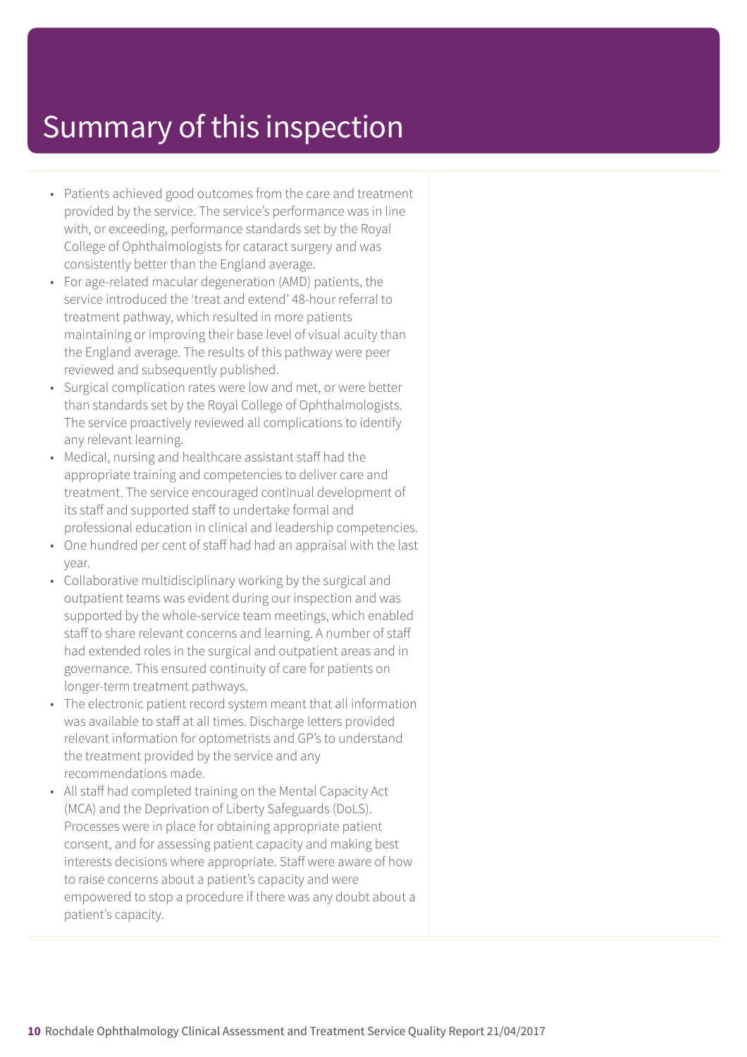# Summary of this inspection

- Patients achieved good outcomes from the care and treatment provided by the service. The service's performance was in line with, or exceeding, performance standards set by the Royal College of Ophthalmologists for cataract surgery and was consistently better than the England average.
- For age-related macular degeneration (AMD) patients, the service introduced the 'treat and extend' 48-hour referral to treatment pathway, which resulted in more patients maintaining or improving their base level of visual acuity than the England average. The results of this pathway were peer reviewed and subsequently published.
- Surgical complication rates were low and met, or were better than standards set by the Royal College of Ophthalmologists. The service proactively reviewed all complications to identify any relevant learning.
- Medical, nursing and healthcare assistant staff had the appropriate training and competencies to deliver care and treatment. The service encouraged continual development of its staff and supported staff to undertake formal and professional education in clinical and leadership competencies.
- One hundred per cent of staff had had an appraisal with the last year.
- Collaborative multidisciplinary working by the surgical and outpatient teams was evident during our inspection and was supported by the whole-service team meetings, which enabled staff to share relevant concerns and learning. A number of staff had extended roles in the surgical and outpatient areas and in governance. This ensured continuity of care for patients on longer-term treatment pathways.
- The electronic patient record system meant that all information was available to staff at all times. Discharge letters provided relevant information for optometrists and GP's to understand the treatment provided by the service and any recommendations made.
- All staff had completed training on the Mental Capacity Act (MCA) and the Deprivation of Liberty Safeguards (DoLS). Processes were in place for obtaining appropriate patient consent, and for assessing patient capacity and making best interests decisions where appropriate. Staff were aware of how to raise concerns about a patient's capacity and were empowered to stop a procedure if there was any doubt about a patient's capacity.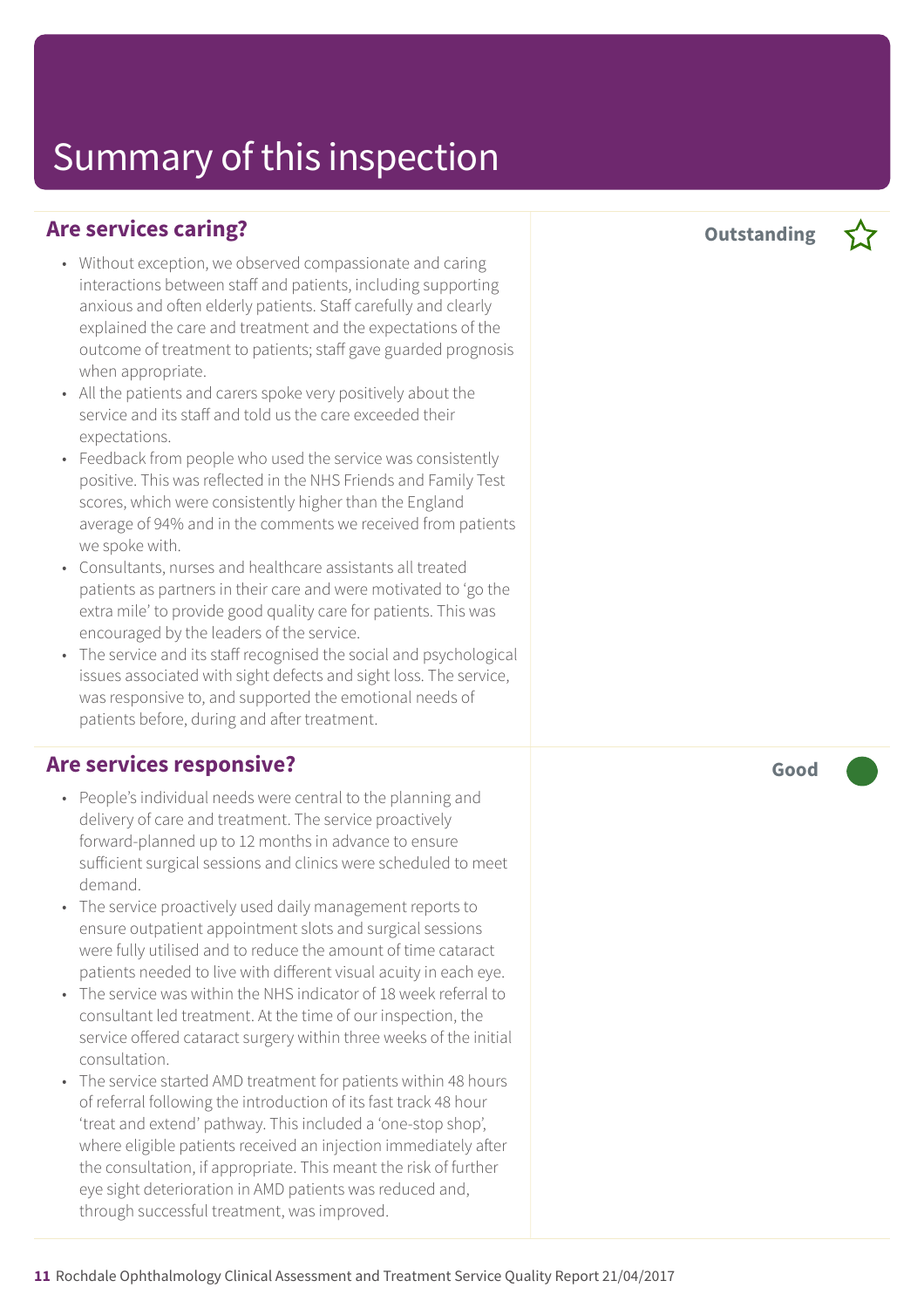# Summary of this inspection

## Are services caring?

**Outstanding** ☆

- Without exception, we observed compassionate and caring interactions between staff and patients, including supporting anxious and often elderly patients. Staff carefully and clearly explained the care and treatment and the expectations of the outcome of treatment to patients; staff gave guarded prognosis when appropriate.
- All the patients and carers spoke very positively about the service and its staff and told us the care exceeded their expectations.
- Feedback from people who used the service was consistently positive. This was reflected in the NHS Friends and Family Test scores, which were consistently higher than the England average of 94% and in the comments we received from patients we spoke with.
- Consultants, nurses and healthcare assistants all treated patients as partners in their care and were motivated to 'go the extra mile' to provide good quality care for patients. This was encouraged by the leaders of the service.
- The service and its staff recognised the social and psychological issues associated with sight defects and sight loss. The service, was responsive to, and supported the emotional needs of patients before, during and after treatment.

## Are services responsive?

**Good**

- People's individual needs were central to the planning and delivery of care and treatment. The service proactively forward-planned up to 12 months in advance to ensure sufficient surgical sessions and clinics were scheduled to meet demand.
- The service proactively used daily management reports to ensure outpatient appointment slots and surgical sessions were fully utilised and to reduce the amount of time cataract patients needed to live with different visual acuity in each eye.
- The service was within the NHS indicator of 18 week referral to consultant led treatment. At the time of our inspection, the service offered cataract surgery within three weeks of the initial consultation.
- The service started AMD treatment for patients within 48 hours of referral following the introduction of its fast track 48 hour 'treat and extend' pathway. This included a 'one-stop shop', where eligible patients received an injection immediately after the consultation, if appropriate. This meant the risk of further eye sight deterioration in AMD patients was reduced and, through successful treatment, was improved.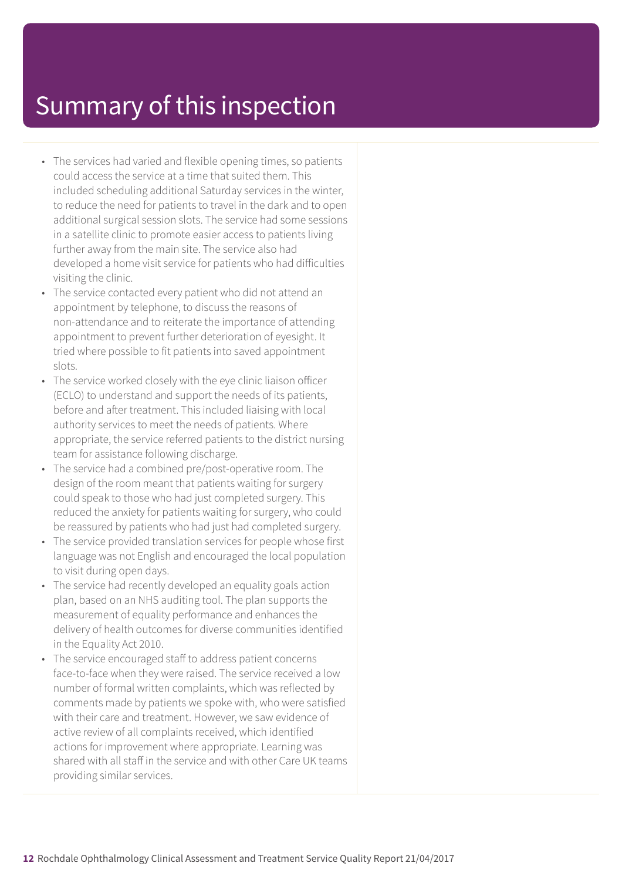# Summary of this inspection

- The services had varied and flexible opening times, so patients could access the service at a time that suited them. This included scheduling additional Saturday services in the winter, to reduce the need for patients to travel in the dark and to open additional surgical session slots. The service had some sessions in a satellite clinic to promote easier access to patients living further away from the main site. The service also had developed a home visit service for patients who had difficulties visiting the clinic.
- The service contacted every patient who did not attend an appointment by telephone, to discuss the reasons of non-attendance and to reiterate the importance of attending appointment to prevent further deterioration of eyesight. It tried where possible to fit patients into saved appointment slots.
- The service worked closely with the eye clinic liaison officer (ECLO) to understand and support the needs of its patients, before and after treatment. This included liaising with local authority services to meet the needs of patients. Where appropriate, the service referred patients to the district nursing team for assistance following discharge.
- The service had a combined pre/post-operative room. The design of the room meant that patients waiting for surgery could speak to those who had just completed surgery. This reduced the anxiety for patients waiting for surgery, who could be reassured by patients who had just had completed surgery.
- The service provided translation services for people whose first language was not English and encouraged the local population to visit during open days.
- The service had recently developed an equality goals action plan, based on an NHS auditing tool. The plan supports the measurement of equality performance and enhances the delivery of health outcomes for diverse communities identified in the Equality Act 2010.
- The service encouraged staff to address patient concerns face-to-face when they were raised. The service received a low number of formal written complaints, which was reflected by comments made by patients we spoke with, who were satisfied with their care and treatment. However, we saw evidence of active review of all complaints received, which identified actions for improvement where appropriate. Learning was shared with all staff in the service and with other Care UK teams providing similar services.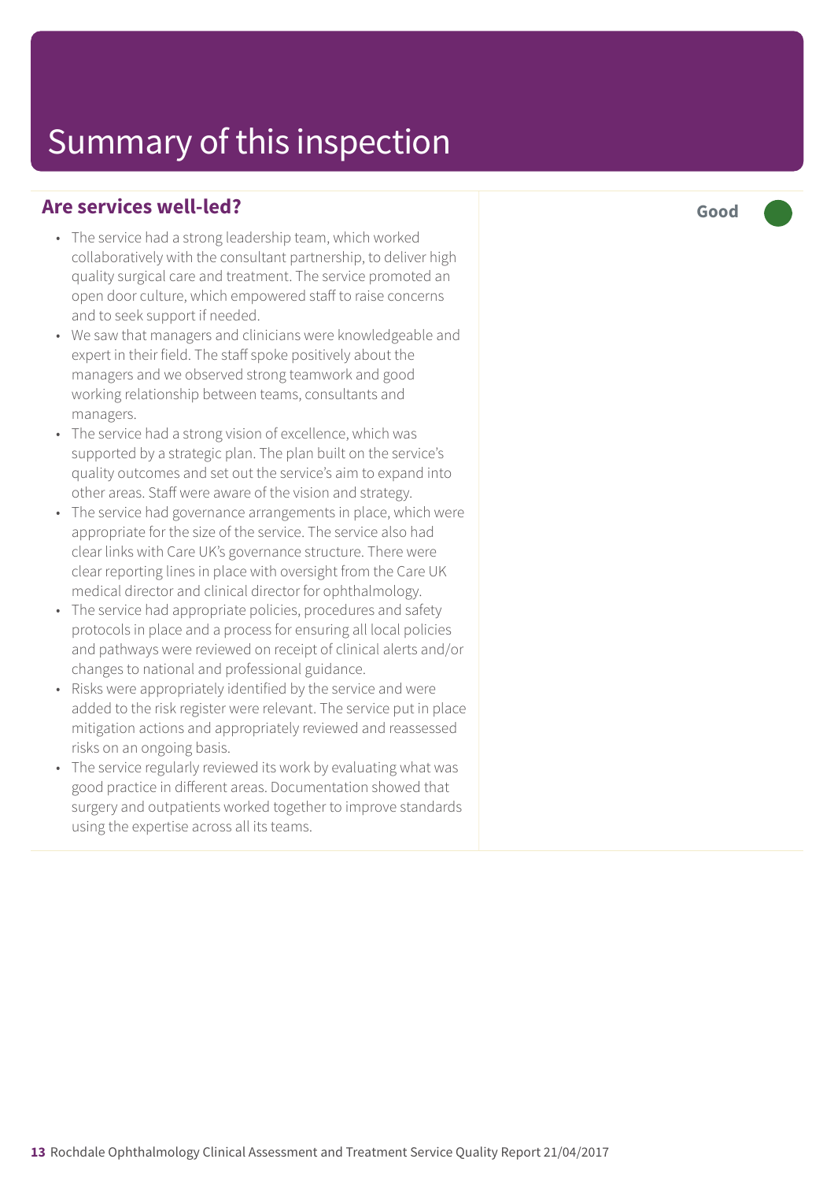# Summary of this inspection

### Are services well-led?

**Good**

- The service had a strong leadership team, which worked collaboratively with the consultant partnership, to deliver high quality surgical care and treatment. The service promoted an open door culture, which empowered staff to raise concerns and to seek support if needed.
- We saw that managers and clinicians were knowledgeable and expert in their field. The staff spoke positively about the managers and we observed strong teamwork and good working relationship between teams, consultants and managers.
- The service had a strong vision of excellence, which was supported by a strategic plan. The plan built on the service's quality outcomes and set out the service's aim to expand into other areas. Staff were aware of the vision and strategy.
- The service had governance arrangements in place, which were appropriate for the size of the service. The service also had clear links with Care UK's governance structure. There were clear reporting lines in place with oversight from the Care UK medical director and clinical director for ophthalmology.
- The service had appropriate policies, procedures and safety protocols in place and a process for ensuring all local policies and pathways were reviewed on receipt of clinical alerts and/or changes to national and professional guidance.
- Risks were appropriately identified by the service and were added to the risk register were relevant. The service put in place mitigation actions and appropriately reviewed and reassessed risks on an ongoing basis.
- The service regularly reviewed its work by evaluating what was good practice in different areas. Documentation showed that surgery and outpatients worked together to improve standards using the expertise across all its teams.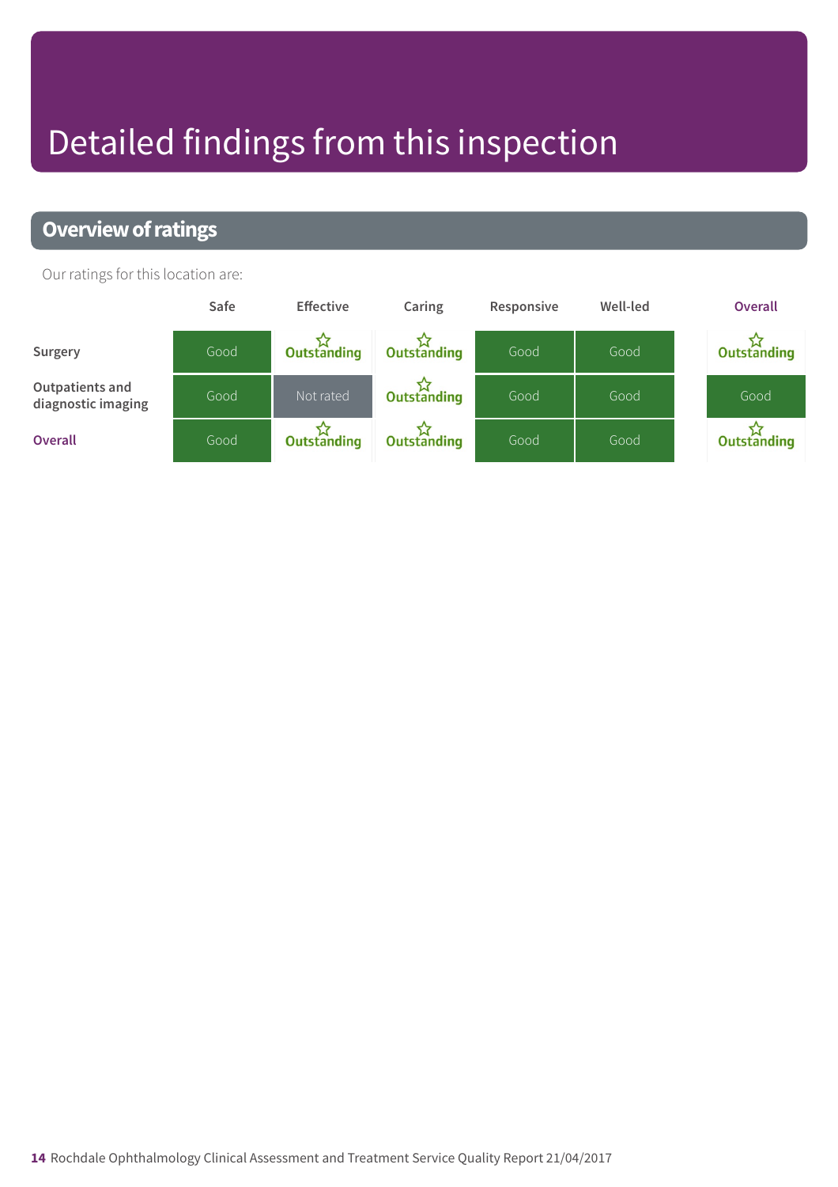# Detailed findings from this inspection

## Overview of ratings

Our ratings for this location are:

| | Safe | Effective | Caring | Responsive | Well-led | Overall |
|---|---|---|---|---|---|---|
| Surgery | Good | ☆ Outstanding | ☆ Outstanding | Good | Good | ☆ Outstanding |
| Outpatients and diagnostic imaging | Good | Not rated | ☆ Outstanding | Good | Good | Good |
| Overall | Good | ☆ Outstanding | ☆ Outstanding | Good | Good | ☆ Outstanding |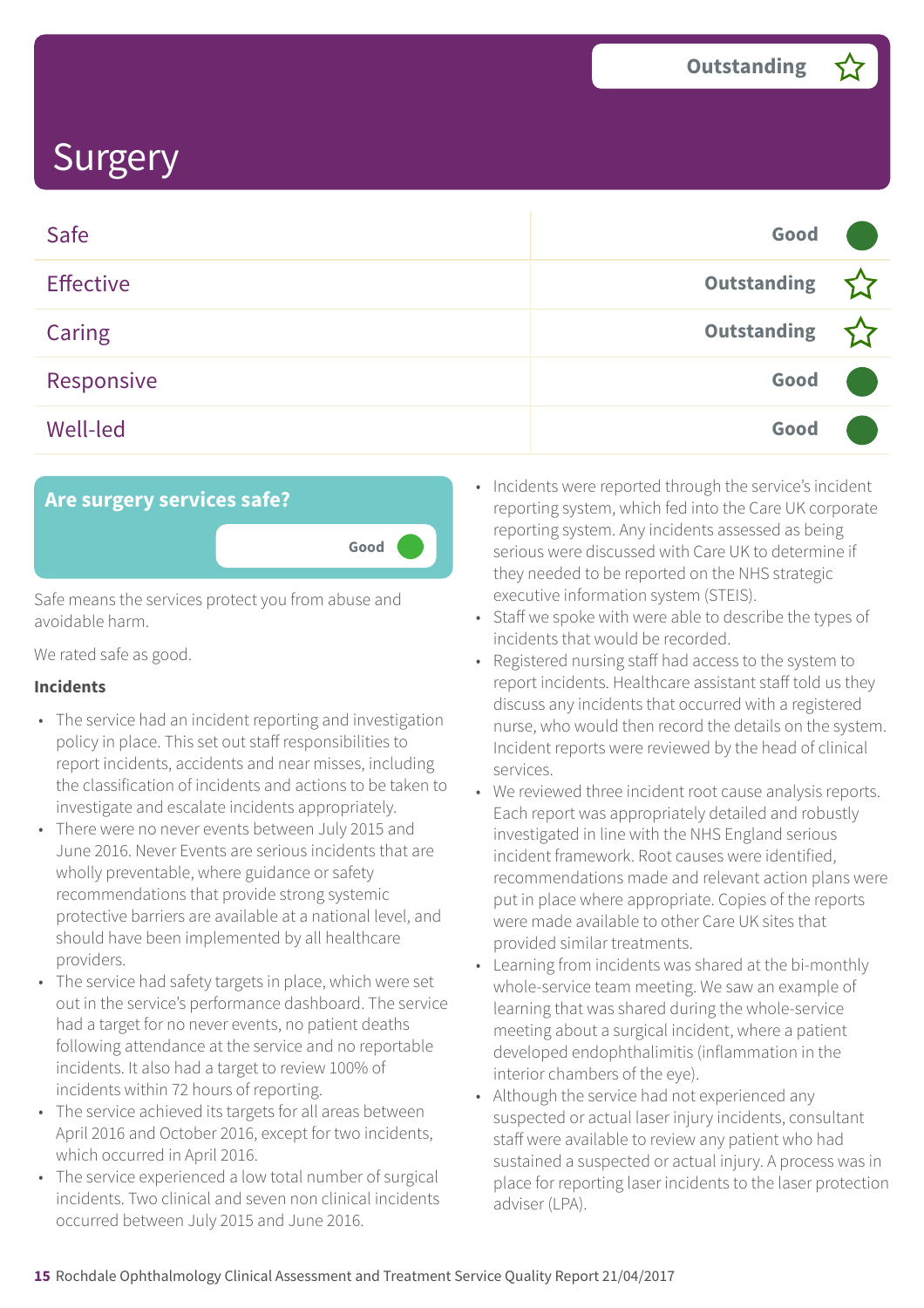# Surgery

**Outstanding** ☆

| | |
|---|---|
| Safe | Good |
| Effective | Outstanding ☆ |
| Caring | Outstanding ☆ |
| Responsive | Good |
| Well-led | Good |

## Are surgery services safe?

**Good**

Safe means the services protect you from abuse and avoidable harm.

We rated safe as good.

**Incidents**

- The service had an incident reporting and investigation policy in place. This set out staff responsibilities to report incidents, accidents and near misses, including the classification of incidents and actions to be taken to investigate and escalate incidents appropriately.
- There were no never events between July 2015 and June 2016. Never Events are serious incidents that are wholly preventable, where guidance or safety recommendations that provide strong systemic protective barriers are available at a national level, and should have been implemented by all healthcare providers.
- The service had safety targets in place, which were set out in the service's performance dashboard. The service had a target for no never events, no patient deaths following attendance at the service and no reportable incidents. It also had a target to review 100% of incidents within 72 hours of reporting.
- The service achieved its targets for all areas between April 2016 and October 2016, except for two incidents, which occurred in April 2016.
- The service experienced a low total number of surgical incidents. Two clinical and seven non clinical incidents occurred between July 2015 and June 2016.
- Incidents were reported through the service's incident reporting system, which fed into the Care UK corporate reporting system. Any incidents assessed as being serious were discussed with Care UK to determine if they needed to be reported on the NHS strategic executive information system (STEIS).
- Staff we spoke with were able to describe the types of incidents that would be recorded.
- Registered nursing staff had access to the system to report incidents. Healthcare assistant staff told us they discuss any incidents that occurred with a registered nurse, who would then record the details on the system. Incident reports were reviewed by the head of clinical services.
- We reviewed three incident root cause analysis reports. Each report was appropriately detailed and robustly investigated in line with the NHS England serious incident framework. Root causes were identified, recommendations made and relevant action plans were put in place where appropriate. Copies of the reports were made available to other Care UK sites that provided similar treatments.
- Learning from incidents was shared at the bi-monthly whole-service team meeting. We saw an example of learning that was shared during the whole-service meeting about a surgical incident, where a patient developed endophthalimitis (inflammation in the interior chambers of the eye).
- Although the service had not experienced any suspected or actual laser injury incidents, consultant staff were available to review any patient who had sustained a suspected or actual injury. A process was in place for reporting laser incidents to the laser protection adviser (LPA).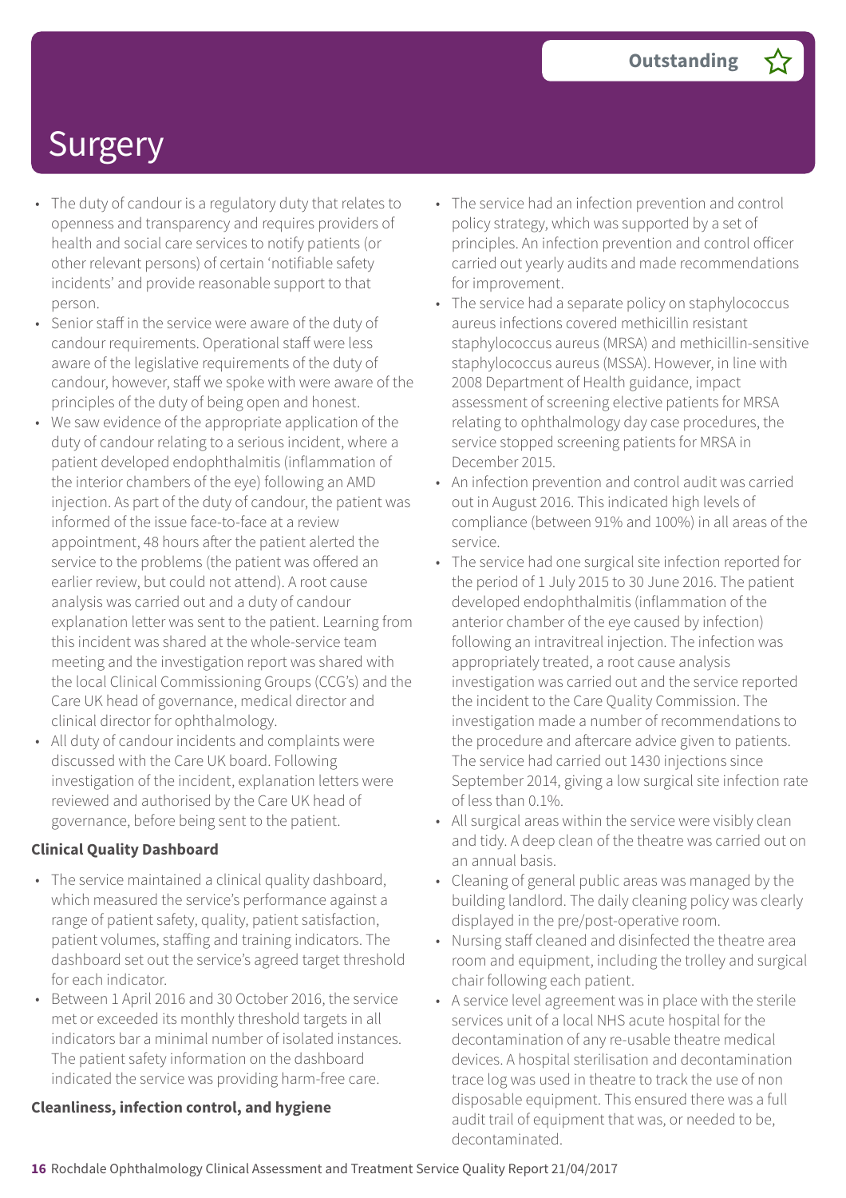# Surgery

**Outstanding**

- The duty of candour is a regulatory duty that relates to openness and transparency and requires providers of health and social care services to notify patients (or other relevant persons) of certain 'notifiable safety incidents' and provide reasonable support to that person.
- Senior staff in the service were aware of the duty of candour requirements. Operational staff were less aware of the legislative requirements of the duty of candour, however, staff we spoke with were aware of the principles of the duty of being open and honest.
- We saw evidence of the appropriate application of the duty of candour relating to a serious incident, where a patient developed endophthalmitis (inflammation of the interior chambers of the eye) following an AMD injection. As part of the duty of candour, the patient was informed of the issue face-to-face at a review appointment, 48 hours after the patient alerted the service to the problems (the patient was offered an earlier review, but could not attend). A root cause analysis was carried out and a duty of candour explanation letter was sent to the patient. Learning from this incident was shared at the whole-service team meeting and the investigation report was shared with the local Clinical Commissioning Groups (CCG's) and the Care UK head of governance, medical director and clinical director for ophthalmology.
- All duty of candour incidents and complaints were discussed with the Care UK board. Following investigation of the incident, explanation letters were reviewed and authorised by the Care UK head of governance, before being sent to the patient.

**Clinical Quality Dashboard**

- The service maintained a clinical quality dashboard, which measured the service's performance against a range of patient safety, quality, patient satisfaction, patient volumes, staffing and training indicators. The dashboard set out the service's agreed target threshold for each indicator.
- Between 1 April 2016 and 30 October 2016, the service met or exceeded its monthly threshold targets in all indicators bar a minimal number of isolated instances. The patient safety information on the dashboard indicated the service was providing harm-free care.

**Cleanliness, infection control, and hygiene**

- The service had an infection prevention and control policy strategy, which was supported by a set of principles. An infection prevention and control officer carried out yearly audits and made recommendations for improvement.
- The service had a separate policy on staphylococcus aureus infections covered methicillin resistant staphylococcus aureus (MRSA) and methicillin-sensitive staphylococcus aureus (MSSA). However, in line with 2008 Department of Health guidance, impact assessment of screening elective patients for MRSA relating to ophthalmology day case procedures, the service stopped screening patients for MRSA in December 2015.
- An infection prevention and control audit was carried out in August 2016. This indicated high levels of compliance (between 91% and 100%) in all areas of the service.
- The service had one surgical site infection reported for the period of 1 July 2015 to 30 June 2016. The patient developed endophthalmitis (inflammation of the anterior chamber of the eye caused by infection) following an intravitreal injection. The infection was appropriately treated, a root cause analysis investigation was carried out and the service reported the incident to the Care Quality Commission. The investigation made a number of recommendations to the procedure and aftercare advice given to patients. The service had carried out 1430 injections since September 2014, giving a low surgical site infection rate of less than 0.1%.
- All surgical areas within the service were visibly clean and tidy. A deep clean of the theatre was carried out on an annual basis.
- Cleaning of general public areas was managed by the building landlord. The daily cleaning policy was clearly displayed in the pre/post-operative room.
- Nursing staff cleaned and disinfected the theatre area room and equipment, including the trolley and surgical chair following each patient.
- A service level agreement was in place with the sterile services unit of a local NHS acute hospital for the decontamination of any re-usable theatre medical devices. A hospital sterilisation and decontamination trace log was used in theatre to track the use of non disposable equipment. This ensured there was a full audit trail of equipment that was, or needed to be, decontaminated.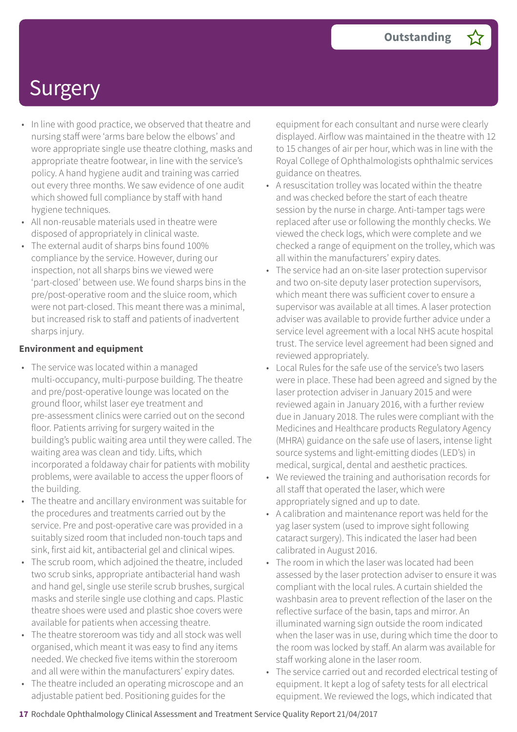# Surgery

- In line with good practice, we observed that theatre and nursing staff were 'arms bare below the elbows' and wore appropriate single use theatre clothing, masks and appropriate theatre footwear, in line with the service's policy. A hand hygiene audit and training was carried out every three months. We saw evidence of one audit which showed full compliance by staff with hand hygiene techniques.
- All non-reusable materials used in theatre were disposed of appropriately in clinical waste.
- The external audit of sharps bins found 100% compliance by the service. However, during our inspection, not all sharps bins we viewed were 'part-closed' between use. We found sharps bins in the pre/post-operative room and the sluice room, which were not part-closed. This meant there was a minimal, but increased risk to staff and patients of inadvertent sharps injury.

**Environment and equipment**

- The service was located within a managed multi-occupancy, multi-purpose building. The theatre and pre/post-operative lounge was located on the ground floor, whilst laser eye treatment and pre-assessment clinics were carried out on the second floor. Patients arriving for surgery waited in the building's public waiting area until they were called. The waiting area was clean and tidy. Lifts, which incorporated a foldaway chair for patients with mobility problems, were available to access the upper floors of the building.
- The theatre and ancillary environment was suitable for the procedures and treatments carried out by the service. Pre and post-operative care was provided in a suitably sized room that included non-touch taps and sink, first aid kit, antibacterial gel and clinical wipes.
- The scrub room, which adjoined the theatre, included two scrub sinks, appropriate antibacterial hand wash and hand gel, single use sterile scrub brushes, surgical masks and sterile single use clothing and caps. Plastic theatre shoes were used and plastic shoe covers were available for patients when accessing theatre.
- The theatre storeroom was tidy and all stock was well organised, which meant it was easy to find any items needed. We checked five items within the storeroom and all were within the manufacturers' expiry dates.
- The theatre included an operating microscope and an adjustable patient bed. Positioning guides for the equipment for each consultant and nurse were clearly displayed. Airflow was maintained in the theatre with 12 to 15 changes of air per hour, which was in line with the Royal College of Ophthalmologists ophthalmic services guidance on theatres.
- A resuscitation trolley was located within the theatre and was checked before the start of each theatre session by the nurse in charge. Anti-tamper tags were replaced after use or following the monthly checks. We viewed the check logs, which were complete and we checked a range of equipment on the trolley, which was all within the manufacturers' expiry dates.
- The service had an on-site laser protection supervisor and two on-site deputy laser protection supervisors, which meant there was sufficient cover to ensure a supervisor was available at all times. A laser protection adviser was available to provide further advice under a service level agreement with a local NHS acute hospital trust. The service level agreement had been signed and reviewed appropriately.
- Local Rules for the safe use of the service's two lasers were in place. These had been agreed and signed by the laser protection adviser in January 2015 and were reviewed again in January 2016, with a further review due in January 2018. The rules were compliant with the Medicines and Healthcare products Regulatory Agency (MHRA) guidance on the safe use of lasers, intense light source systems and light-emitting diodes (LED's) in medical, surgical, dental and aesthetic practices.
- We reviewed the training and authorisation records for all staff that operated the laser, which were appropriately signed and up to date.
- A calibration and maintenance report was held for the yag laser system (used to improve sight following cataract surgery). This indicated the laser had been calibrated in August 2016.
- The room in which the laser was located had been assessed by the laser protection adviser to ensure it was compliant with the local rules. A curtain shielded the washbasin area to prevent reflection of the laser on the reflective surface of the basin, taps and mirror. An illuminated warning sign outside the room indicated when the laser was in use, during which time the door to the room was locked by staff. An alarm was available for staff working alone in the laser room.
- The service carried out and recorded electrical testing of equipment. It kept a log of safety tests for all electrical equipment. We reviewed the logs, which indicated that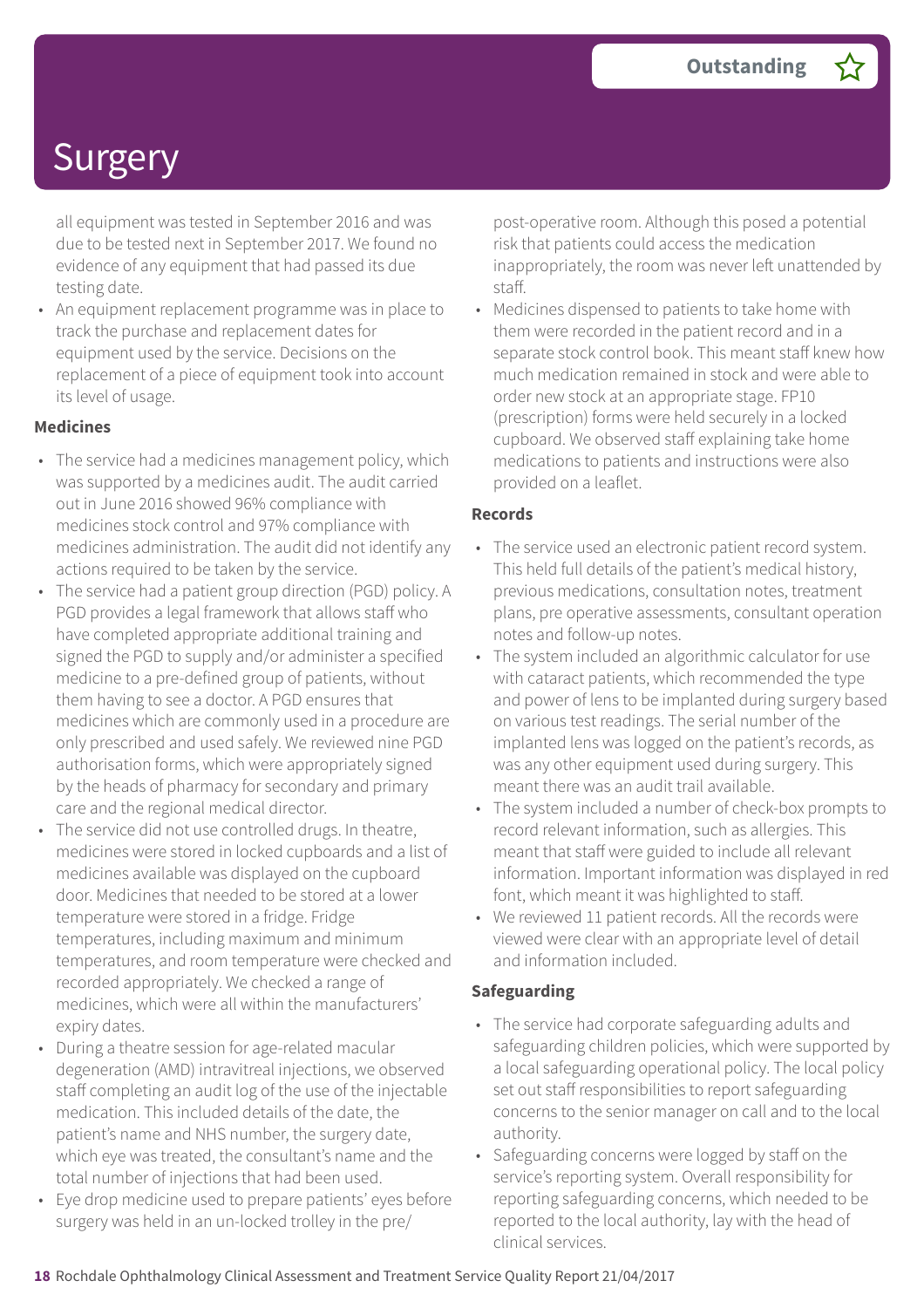# Surgery

all equipment was tested in September 2016 and was due to be tested next in September 2017. We found no evidence of any equipment that had passed its due testing date.

- An equipment replacement programme was in place to track the purchase and replacement dates for equipment used by the service. Decisions on the replacement of a piece of equipment took into account its level of usage.

**Medicines**

- The service had a medicines management policy, which was supported by a medicines audit. The audit carried out in June 2016 showed 96% compliance with medicines stock control and 97% compliance with medicines administration. The audit did not identify any actions required to be taken by the service.
- The service had a patient group direction (PGD) policy. A PGD provides a legal framework that allows staff who have completed appropriate additional training and signed the PGD to supply and/or administer a specified medicine to a pre-defined group of patients, without them having to see a doctor. A PGD ensures that medicines which are commonly used in a procedure are only prescribed and used safely. We reviewed nine PGD authorisation forms, which were appropriately signed by the heads of pharmacy for secondary and primary care and the regional medical director.
- The service did not use controlled drugs. In theatre, medicines were stored in locked cupboards and a list of medicines available was displayed on the cupboard door. Medicines that needed to be stored at a lower temperature were stored in a fridge. Fridge temperatures, including maximum and minimum temperatures, and room temperature were checked and recorded appropriately. We checked a range of medicines, which were all within the manufacturers' expiry dates.
- During a theatre session for age-related macular degeneration (AMD) intravitreal injections, we observed staff completing an audit log of the use of the injectable medication. This included details of the date, the patient's name and NHS number, the surgery date, which eye was treated, the consultant's name and the total number of injections that had been used.
- Eye drop medicine used to prepare patients' eyes before surgery was held in an un-locked trolley in the pre/post-operative room. Although this posed a potential risk that patients could access the medication inappropriately, the room was never left unattended by staff.
- Medicines dispensed to patients to take home with them were recorded in the patient record and in a separate stock control book. This meant staff knew how much medication remained in stock and were able to order new stock at an appropriate stage. FP10 (prescription) forms were held securely in a locked cupboard. We observed staff explaining take home medications to patients and instructions were also provided on a leaflet.

**Records**

- The service used an electronic patient record system. This held full details of the patient's medical history, previous medications, consultation notes, treatment plans, pre operative assessments, consultant operation notes and follow-up notes.
- The system included an algorithmic calculator for use with cataract patients, which recommended the type and power of lens to be implanted during surgery based on various test readings. The serial number of the implanted lens was logged on the patient's records, as was any other equipment used during surgery. This meant there was an audit trail available.
- The system included a number of check-box prompts to record relevant information, such as allergies. This meant that staff were guided to include all relevant information. Important information was displayed in red font, which meant it was highlighted to staff.
- We reviewed 11 patient records. All the records were viewed were clear with an appropriate level of detail and information included.

**Safeguarding**

- The service had corporate safeguarding adults and safeguarding children policies, which were supported by a local safeguarding operational policy. The local policy set out staff responsibilities to report safeguarding concerns to the senior manager on call and to the local authority.
- Safeguarding concerns were logged by staff on the service's reporting system. Overall responsibility for reporting safeguarding concerns, which needed to be reported to the local authority, lay with the head of clinical services.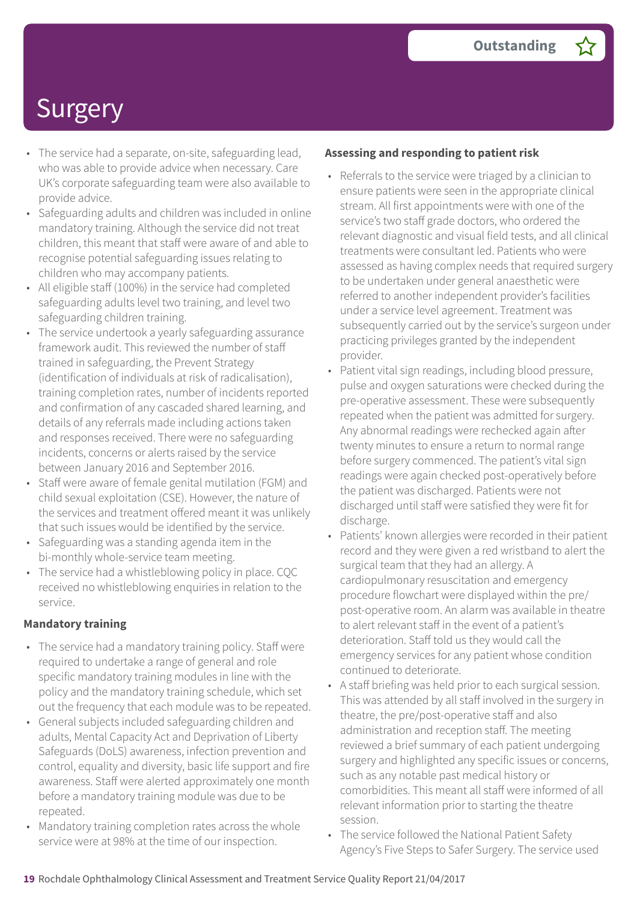# Surgery

**Outstanding**

- The service had a separate, on-site, safeguarding lead, who was able to provide advice when necessary. Care UK's corporate safeguarding team were also available to provide advice.
- Safeguarding adults and children was included in online mandatory training. Although the service did not treat children, this meant that staff were aware of and able to recognise potential safeguarding issues relating to children who may accompany patients.
- All eligible staff (100%) in the service had completed safeguarding adults level two training, and level two safeguarding children training.
- The service undertook a yearly safeguarding assurance framework audit. This reviewed the number of staff trained in safeguarding, the Prevent Strategy (identification of individuals at risk of radicalisation), training completion rates, number of incidents reported and confirmation of any cascaded shared learning, and details of any referrals made including actions taken and responses received. There were no safeguarding incidents, concerns or alerts raised by the service between January 2016 and September 2016.
- Staff were aware of female genital mutilation (FGM) and child sexual exploitation (CSE). However, the nature of the services and treatment offered meant it was unlikely that such issues would be identified by the service.
- Safeguarding was a standing agenda item in the bi-monthly whole-service team meeting.
- The service had a whistleblowing policy in place. CQC received no whistleblowing enquiries in relation to the service.

**Mandatory training**

- The service had a mandatory training policy. Staff were required to undertake a range of general and role specific mandatory training modules in line with the policy and the mandatory training schedule, which set out the frequency that each module was to be repeated.
- General subjects included safeguarding children and adults, Mental Capacity Act and Deprivation of Liberty Safeguards (DoLS) awareness, infection prevention and control, equality and diversity, basic life support and fire awareness. Staff were alerted approximately one month before a mandatory training module was due to be repeated.
- Mandatory training completion rates across the whole service were at 98% at the time of our inspection.

**Assessing and responding to patient risk**

- Referrals to the service were triaged by a clinician to ensure patients were seen in the appropriate clinical stream. All first appointments were with one of the service's two staff grade doctors, who ordered the relevant diagnostic and visual field tests, and all clinical treatments were consultant led. Patients who were assessed as having complex needs that required surgery to be undertaken under general anaesthetic were referred to another independent provider's facilities under a service level agreement. Treatment was subsequently carried out by the service's surgeon under practicing privileges granted by the independent provider.
- Patient vital sign readings, including blood pressure, pulse and oxygen saturations were checked during the pre-operative assessment. These were subsequently repeated when the patient was admitted for surgery. Any abnormal readings were rechecked again after twenty minutes to ensure a return to normal range before surgery commenced. The patient's vital sign readings were again checked post-operatively before the patient was discharged. Patients were not discharged until staff were satisfied they were fit for discharge.
- Patients' known allergies were recorded in their patient record and they were given a red wristband to alert the surgical team that they had an allergy. A cardiopulmonary resuscitation and emergency procedure flowchart were displayed within the pre/post-operative room. An alarm was available in theatre to alert relevant staff in the event of a patient's deterioration. Staff told us they would call the emergency services for any patient whose condition continued to deteriorate.
- A staff briefing was held prior to each surgical session. This was attended by all staff involved in the surgery in theatre, the pre/post-operative staff and also administration and reception staff. The meeting reviewed a brief summary of each patient undergoing surgery and highlighted any specific issues or concerns, such as any notable past medical history or comorbidities. This meant all staff were informed of all relevant information prior to starting the theatre session.
- The service followed the National Patient Safety Agency's Five Steps to Safer Surgery. The service used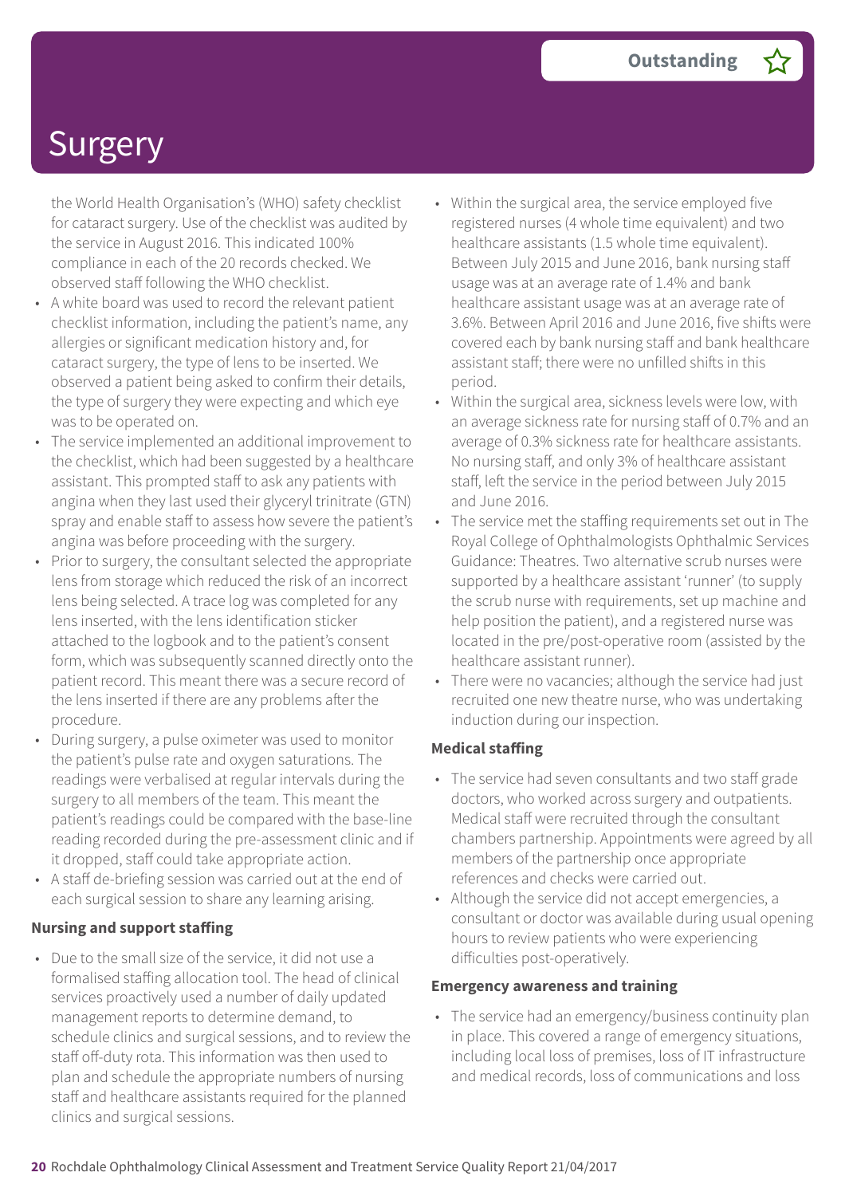# Surgery

the World Health Organisation's (WHO) safety checklist for cataract surgery. Use of the checklist was audited by the service in August 2016. This indicated 100% compliance in each of the 20 records checked. We observed staff following the WHO checklist.

- A white board was used to record the relevant patient checklist information, including the patient's name, any allergies or significant medication history and, for cataract surgery, the type of lens to be inserted. We observed a patient being asked to confirm their details, the type of surgery they were expecting and which eye was to be operated on.
- The service implemented an additional improvement to the checklist, which had been suggested by a healthcare assistant. This prompted staff to ask any patients with angina when they last used their glyceryl trinitrate (GTN) spray and enable staff to assess how severe the patient's angina was before proceeding with the surgery.
- Prior to surgery, the consultant selected the appropriate lens from storage which reduced the risk of an incorrect lens being selected. A trace log was completed for any lens inserted, with the lens identification sticker attached to the logbook and to the patient's consent form, which was subsequently scanned directly onto the patient record. This meant there was a secure record of the lens inserted if there are any problems after the procedure.
- During surgery, a pulse oximeter was used to monitor the patient's pulse rate and oxygen saturations. The readings were verbalised at regular intervals during the surgery to all members of the team. This meant the patient's readings could be compared with the base-line reading recorded during the pre-assessment clinic and if it dropped, staff could take appropriate action.
- A staff de-briefing session was carried out at the end of each surgical session to share any learning arising.

**Nursing and support staffing**

- Due to the small size of the service, it did not use a formalised staffing allocation tool. The head of clinical services proactively used a number of daily updated management reports to determine demand, to schedule clinics and surgical sessions, and to review the staff off-duty rota. This information was then used to plan and schedule the appropriate numbers of nursing staff and healthcare assistants required for the planned clinics and surgical sessions.
- Within the surgical area, the service employed five registered nurses (4 whole time equivalent) and two healthcare assistants (1.5 whole time equivalent). Between July 2015 and June 2016, bank nursing staff usage was at an average rate of 1.4% and bank healthcare assistant usage was at an average rate of 3.6%. Between April 2016 and June 2016, five shifts were covered each by bank nursing staff and bank healthcare assistant staff; there were no unfilled shifts in this period.
- Within the surgical area, sickness levels were low, with an average sickness rate for nursing staff of 0.7% and an average of 0.3% sickness rate for healthcare assistants. No nursing staff, and only 3% of healthcare assistant staff, left the service in the period between July 2015 and June 2016.
- The service met the staffing requirements set out in The Royal College of Ophthalmologists Ophthalmic Services Guidance: Theatres. Two alternative scrub nurses were supported by a healthcare assistant 'runner' (to supply the scrub nurse with requirements, set up machine and help position the patient), and a registered nurse was located in the pre/post-operative room (assisted by the healthcare assistant runner).
- There were no vacancies; although the service had just recruited one new theatre nurse, who was undertaking induction during our inspection.

**Medical staffing**

- The service had seven consultants and two staff grade doctors, who worked across surgery and outpatients. Medical staff were recruited through the consultant chambers partnership. Appointments were agreed by all members of the partnership once appropriate references and checks were carried out.
- Although the service did not accept emergencies, a consultant or doctor was available during usual opening hours to review patients who were experiencing difficulties post-operatively.

**Emergency awareness and training**

- The service had an emergency/business continuity plan in place. This covered a range of emergency situations, including local loss of premises, loss of IT infrastructure and medical records, loss of communications and loss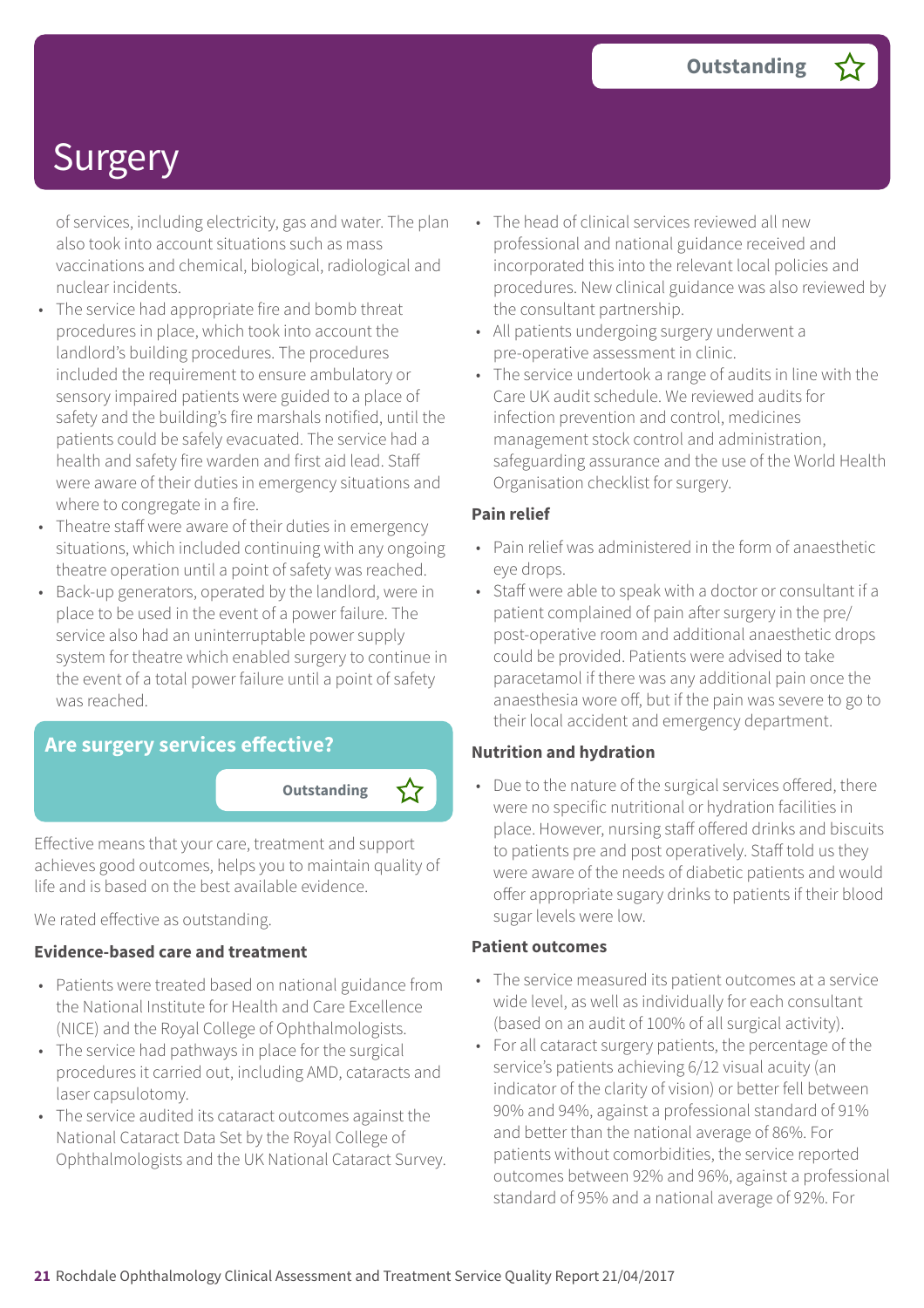# Surgery

Outstanding

of services, including electricity, gas and water. The plan also took into account situations such as mass vaccinations and chemical, biological, radiological and nuclear incidents.

- The service had appropriate fire and bomb threat procedures in place, which took into account the landlord's building procedures. The procedures included the requirement to ensure ambulatory or sensory impaired patients were guided to a place of safety and the building's fire marshals notified, until the patients could be safely evacuated. The service had a health and safety fire warden and first aid lead. Staff were aware of their duties in emergency situations and where to congregate in a fire.
- Theatre staff were aware of their duties in emergency situations, which included continuing with any ongoing theatre operation until a point of safety was reached.
- Back-up generators, operated by the landlord, were in place to be used in the event of a power failure. The service also had an uninterruptable power supply system for theatre which enabled surgery to continue in the event of a total power failure until a point of safety was reached.

## Are surgery services effective?

Outstanding

Effective means that your care, treatment and support achieves good outcomes, helps you to maintain quality of life and is based on the best available evidence.

We rated effective as outstanding.

**Evidence-based care and treatment**

- Patients were treated based on national guidance from the National Institute for Health and Care Excellence (NICE) and the Royal College of Ophthalmologists.
- The service had pathways in place for the surgical procedures it carried out, including AMD, cataracts and laser capsulotomy.
- The service audited its cataract outcomes against the National Cataract Data Set by the Royal College of Ophthalmologists and the UK National Cataract Survey.
- The head of clinical services reviewed all new professional and national guidance received and incorporated this into the relevant local policies and procedures. New clinical guidance was also reviewed by the consultant partnership.
- All patients undergoing surgery underwent a pre-operative assessment in clinic.
- The service undertook a range of audits in line with the Care UK audit schedule. We reviewed audits for infection prevention and control, medicines management stock control and administration, safeguarding assurance and the use of the World Health Organisation checklist for surgery.

**Pain relief**

- Pain relief was administered in the form of anaesthetic eye drops.
- Staff were able to speak with a doctor or consultant if a patient complained of pain after surgery in the pre/post-operative room and additional anaesthetic drops could be provided. Patients were advised to take paracetamol if there was any additional pain once the anaesthesia wore off, but if the pain was severe to go to their local accident and emergency department.

**Nutrition and hydration**

- Due to the nature of the surgical services offered, there were no specific nutritional or hydration facilities in place. However, nursing staff offered drinks and biscuits to patients pre and post operatively. Staff told us they were aware of the needs of diabetic patients and would offer appropriate sugary drinks to patients if their blood sugar levels were low.

**Patient outcomes**

- The service measured its patient outcomes at a service wide level, as well as individually for each consultant (based on an audit of 100% of all surgical activity).
- For all cataract surgery patients, the percentage of the service's patients achieving 6/12 visual acuity (an indicator of the clarity of vision) or better fell between 90% and 94%, against a professional standard of 91% and better than the national average of 86%. For patients without comorbidities, the service reported outcomes between 92% and 96%, against a professional standard of 95% and a national average of 92%. For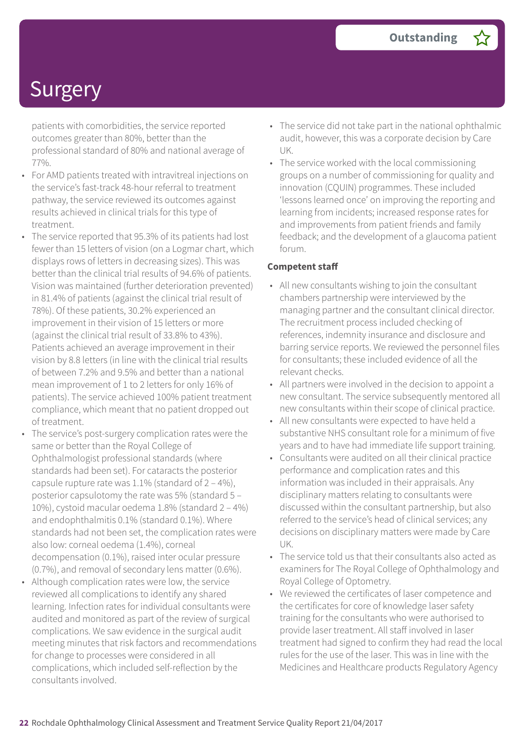patients with comorbidities, the service reported outcomes greater than 80%, better than the professional standard of 80% and national average of 77%.

- For AMD patients treated with intravitreal injections on the service's fast-track 48-hour referral to treatment pathway, the service reviewed its outcomes against results achieved in clinical trials for this type of treatment.
- The service reported that 95.3% of its patients had lost fewer than 15 letters of vision (on a Logmar chart, which displays rows of letters in decreasing sizes). This was better than the clinical trial results of 94.6% of patients. Vision was maintained (further deterioration prevented) in 81.4% of patients (against the clinical trial result of 78%). Of these patients, 30.2% experienced an improvement in their vision of 15 letters or more (against the clinical trial result of 33.8% to 43%). Patients achieved an average improvement in their vision by 8.8 letters (in line with the clinical trial results of between 7.2% and 9.5% and better than a national mean improvement of 1 to 2 letters for only 16% of patients). The service achieved 100% patient treatment compliance, which meant that no patient dropped out of treatment.
- The service's post-surgery complication rates were the same or better than the Royal College of Ophthalmologist professional standards (where standards had been set). For cataracts the posterior capsule rupture rate was 1.1% (standard of 2 – 4%), posterior capsulotomy the rate was 5% (standard 5 – 10%), cystoid macular oedema 1.8% (standard 2 – 4%) and endophthalmitis 0.1% (standard 0.1%). Where standards had not been set, the complication rates were also low: corneal oedema (1.4%), corneal decompensation (0.1%), raised inter ocular pressure (0.7%), and removal of secondary lens matter (0.6%).
- Although complication rates were low, the service reviewed all complications to identify any shared learning. Infection rates for individual consultants were audited and monitored as part of the review of surgical complications. We saw evidence in the surgical audit meeting minutes that risk factors and recommendations for change to processes were considered in all complications, which included self-reflection by the consultants involved.
- The service did not take part in the national ophthalmic audit, however, this was a corporate decision by Care UK.
- The service worked with the local commissioning groups on a number of commissioning for quality and innovation (CQUIN) programmes. These included 'lessons learned once' on improving the reporting and learning from incidents; increased response rates for and improvements from patient friends and family feedback; and the development of a glaucoma patient forum.

**Competent staff**

- All new consultants wishing to join the consultant chambers partnership were interviewed by the managing partner and the consultant clinical director. The recruitment process included checking of references, indemnity insurance and disclosure and barring service reports. We reviewed the personnel files for consultants; these included evidence of all the relevant checks.
- All partners were involved in the decision to appoint a new consultant. The service subsequently mentored all new consultants within their scope of clinical practice.
- All new consultants were expected to have held a substantive NHS consultant role for a minimum of five years and to have had immediate life support training.
- Consultants were audited on all their clinical practice performance and complication rates and this information was included in their appraisals. Any disciplinary matters relating to consultants were discussed within the consultant partnership, but also referred to the service's head of clinical services; any decisions on disciplinary matters were made by Care UK.
- The service told us that their consultants also acted as examiners for The Royal College of Ophthalmology and Royal College of Optometry.
- We reviewed the certificates of laser competence and the certificates for core of knowledge laser safety training for the consultants who were authorised to provide laser treatment. All staff involved in laser treatment had signed to confirm they had read the local rules for the use of the laser. This was in line with the Medicines and Healthcare products Regulatory Agency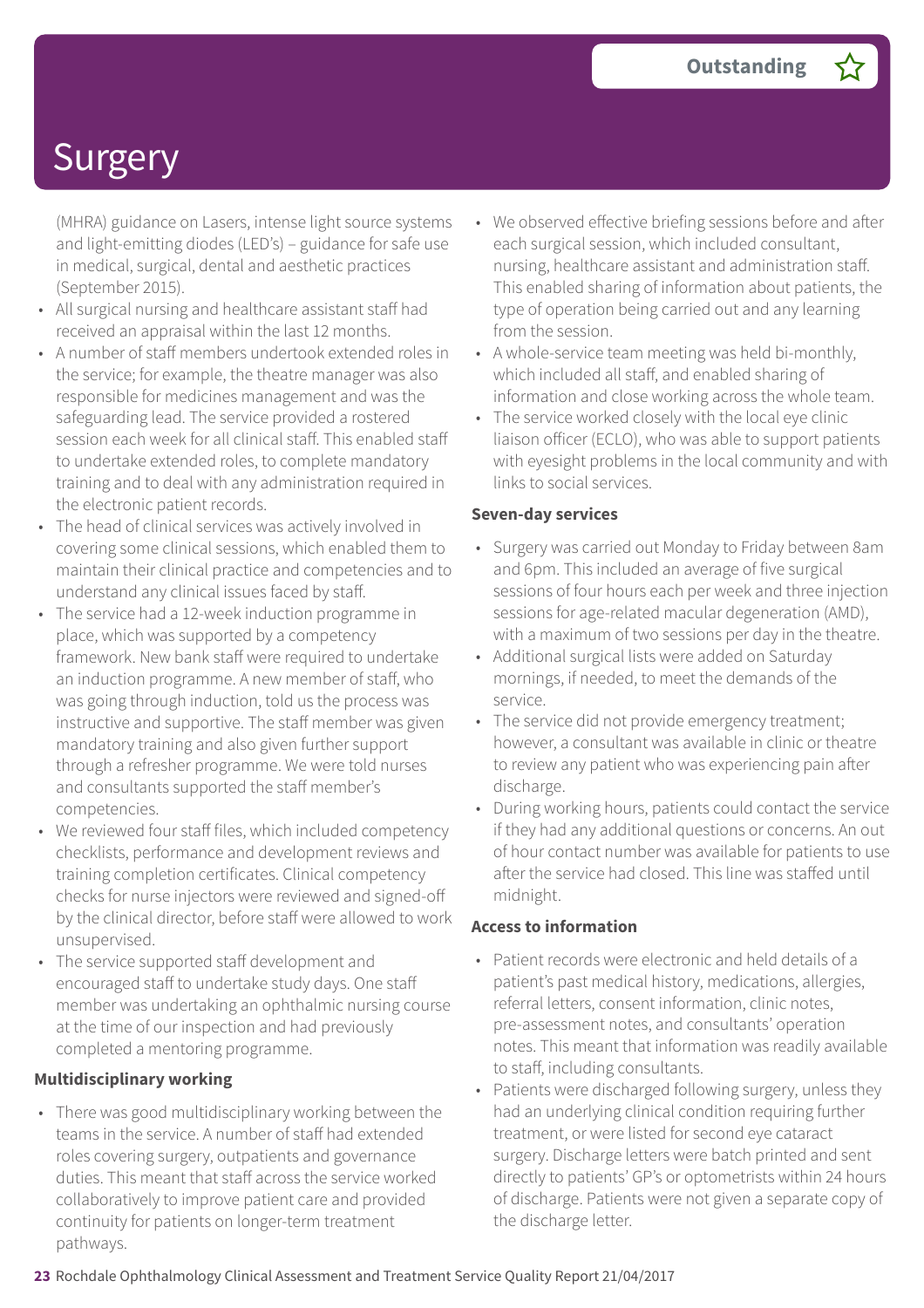# Surgery

Outstanding

(MHRA) guidance on Lasers, intense light source systems and light-emitting diodes (LED's) – guidance for safe use in medical, surgical, dental and aesthetic practices (September 2015).

- All surgical nursing and healthcare assistant staff had received an appraisal within the last 12 months.
- A number of staff members undertook extended roles in the service; for example, the theatre manager was also responsible for medicines management and was the safeguarding lead. The service provided a rostered session each week for all clinical staff. This enabled staff to undertake extended roles, to complete mandatory training and to deal with any administration required in the electronic patient records.
- The head of clinical services was actively involved in covering some clinical sessions, which enabled them to maintain their clinical practice and competencies and to understand any clinical issues faced by staff.
- The service had a 12-week induction programme in place, which was supported by a competency framework. New bank staff were required to undertake an induction programme. A new member of staff, who was going through induction, told us the process was instructive and supportive. The staff member was given mandatory training and also given further support through a refresher programme. We were told nurses and consultants supported the staff member's competencies.
- We reviewed four staff files, which included competency checklists, performance and development reviews and training completion certificates. Clinical competency checks for nurse injectors were reviewed and signed-off by the clinical director, before staff were allowed to work unsupervised.
- The service supported staff development and encouraged staff to undertake study days. One staff member was undertaking an ophthalmic nursing course at the time of our inspection and had previously completed a mentoring programme.

**Multidisciplinary working**

- There was good multidisciplinary working between the teams in the service. A number of staff had extended roles covering surgery, outpatients and governance duties. This meant that staff across the service worked collaboratively to improve patient care and provided continuity for patients on longer-term treatment pathways.
- We observed effective briefing sessions before and after each surgical session, which included consultant, nursing, healthcare assistant and administration staff. This enabled sharing of information about patients, the type of operation being carried out and any learning from the session.
- A whole-service team meeting was held bi-monthly, which included all staff, and enabled sharing of information and close working across the whole team.
- The service worked closely with the local eye clinic liaison officer (ECLO), who was able to support patients with eyesight problems in the local community and with links to social services.

**Seven-day services**

- Surgery was carried out Monday to Friday between 8am and 6pm. This included an average of five surgical sessions of four hours each per week and three injection sessions for age-related macular degeneration (AMD), with a maximum of two sessions per day in the theatre.
- Additional surgical lists were added on Saturday mornings, if needed, to meet the demands of the service.
- The service did not provide emergency treatment; however, a consultant was available in clinic or theatre to review any patient who was experiencing pain after discharge.
- During working hours, patients could contact the service if they had any additional questions or concerns. An out of hour contact number was available for patients to use after the service had closed. This line was staffed until midnight.

**Access to information**

- Patient records were electronic and held details of a patient's past medical history, medications, allergies, referral letters, consent information, clinic notes, pre-assessment notes, and consultants' operation notes. This meant that information was readily available to staff, including consultants.
- Patients were discharged following surgery, unless they had an underlying clinical condition requiring further treatment, or were listed for second eye cataract surgery. Discharge letters were batch printed and sent directly to patients' GP's or optometrists within 24 hours of discharge. Patients were not given a separate copy of the discharge letter.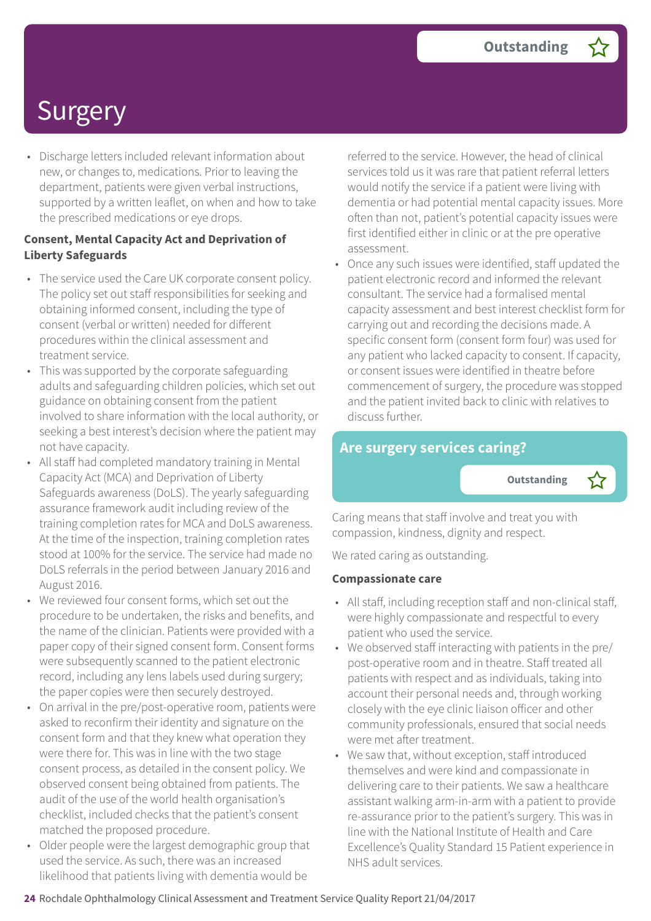# Surgery

**Outstanding** ☆

- Discharge letters included relevant information about new, or changes to, medications. Prior to leaving the department, patients were given verbal instructions, supported by a written leaflet, on when and how to take the prescribed medications or eye drops.

**Consent, Mental Capacity Act and Deprivation of Liberty Safeguards**

- The service used the Care UK corporate consent policy. The policy set out staff responsibilities for seeking and obtaining informed consent, including the type of consent (verbal or written) needed for different procedures within the clinical assessment and treatment service.
- This was supported by the corporate safeguarding adults and safeguarding children policies, which set out guidance on obtaining consent from the patient involved to share information with the local authority, or seeking a best interest's decision where the patient may not have capacity.
- All staff had completed mandatory training in Mental Capacity Act (MCA) and Deprivation of Liberty Safeguards awareness (DoLS). The yearly safeguarding assurance framework audit including review of the training completion rates for MCA and DoLS awareness. At the time of the inspection, training completion rates stood at 100% for the service. The service had made no DoLS referrals in the period between January 2016 and August 2016.
- We reviewed four consent forms, which set out the procedure to be undertaken, the risks and benefits, and the name of the clinician. Patients were provided with a paper copy of their signed consent form. Consent forms were subsequently scanned to the patient electronic record, including any lens labels used during surgery; the paper copies were then securely destroyed.
- On arrival in the pre/post-operative room, patients were asked to reconfirm their identity and signature on the consent form and that they knew what operation they were there for. This was in line with the two stage consent process, as detailed in the consent policy. We observed consent being obtained from patients. The audit of the use of the world health organisation's checklist, included checks that the patient's consent matched the proposed procedure.
- Older people were the largest demographic group that used the service. As such, there was an increased likelihood that patients living with dementia would be referred to the service. However, the head of clinical services told us it was rare that patient referral letters would notify the service if a patient were living with dementia or had potential mental capacity issues. More often than not, patient's potential capacity issues were first identified either in clinic or at the pre operative assessment.
- Once any such issues were identified, staff updated the patient electronic record and informed the relevant consultant. The service had a formalised mental capacity assessment and best interest checklist form for carrying out and recording the decisions made. A specific consent form (consent form four) was used for any patient who lacked capacity to consent. If capacity, or consent issues were identified in theatre before commencement of surgery, the procedure was stopped and the patient invited back to clinic with relatives to discuss further.

## Are surgery services caring?

**Outstanding** ☆

Caring means that staff involve and treat you with compassion, kindness, dignity and respect.

We rated caring as outstanding.

**Compassionate care**

- All staff, including reception staff and non-clinical staff, were highly compassionate and respectful to every patient who used the service.
- We observed staff interacting with patients in the pre/post-operative room and in theatre. Staff treated all patients with respect and as individuals, taking into account their personal needs and, through working closely with the eye clinic liaison officer and other community professionals, ensured that social needs were met after treatment.
- We saw that, without exception, staff introduced themselves and were kind and compassionate in delivering care to their patients. We saw a healthcare assistant walking arm-in-arm with a patient to provide re-assurance prior to the patient's surgery. This was in line with the National Institute of Health and Care Excellence's Quality Standard 15 Patient experience in NHS adult services.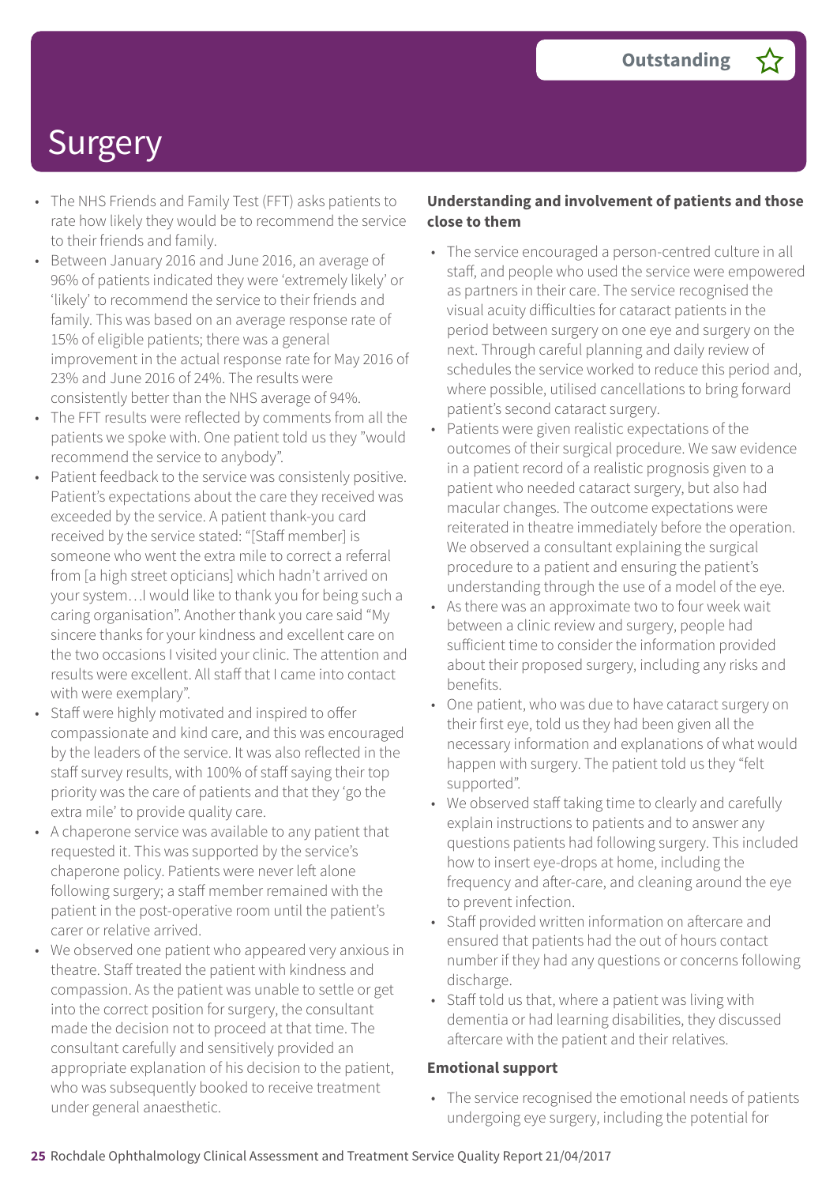# Surgery

**Outstanding** ☆

- The NHS Friends and Family Test (FFT) asks patients to rate how likely they would be to recommend the service to their friends and family.
- Between January 2016 and June 2016, an average of 96% of patients indicated they were 'extremely likely' or 'likely' to recommend the service to their friends and family. This was based on an average response rate of 15% of eligible patients; there was a general improvement in the actual response rate for May 2016 of 23% and June 2016 of 24%. The results were consistently better than the NHS average of 94%.
- The FFT results were reflected by comments from all the patients we spoke with. One patient told us they "would recommend the service to anybody".
- Patient feedback to the service was consistently positive. Patient's expectations about the care they received was exceeded by the service. A patient thank-you card received by the service stated: "[Staff member] is someone who went the extra mile to correct a referral from [a high street opticians] which hadn't arrived on your system…I would like to thank you for being such a caring organisation". Another thank you care said "My sincere thanks for your kindness and excellent care on the two occasions I visited your clinic. The attention and results were excellent. All staff that I came into contact with were exemplary".
- Staff were highly motivated and inspired to offer compassionate and kind care, and this was encouraged by the leaders of the service. It was also reflected in the staff survey results, with 100% of staff saying their top priority was the care of patients and that they 'go the extra mile' to provide quality care.
- A chaperone service was available to any patient that requested it. This was supported by the service's chaperone policy. Patients were never left alone following surgery; a staff member remained with the patient in the post-operative room until the patient's carer or relative arrived.
- We observed one patient who appeared very anxious in theatre. Staff treated the patient with kindness and compassion. As the patient was unable to settle or get into the correct position for surgery, the consultant made the decision not to proceed at that time. The consultant carefully and sensitively provided an appropriate explanation of his decision to the patient, who was subsequently booked to receive treatment under general anaesthetic.

**Understanding and involvement of patients and those close to them**

- The service encouraged a person-centred culture in all staff, and people who used the service were empowered as partners in their care. The service recognised the visual acuity difficulties for cataract patients in the period between surgery on one eye and surgery on the next. Through careful planning and daily review of schedules the service worked to reduce this period and, where possible, utilised cancellations to bring forward patient's second cataract surgery.
- Patients were given realistic expectations of the outcomes of their surgical procedure. We saw evidence in a patient record of a realistic prognosis given to a patient who needed cataract surgery, but also had macular changes. The outcome expectations were reiterated in theatre immediately before the operation. We observed a consultant explaining the surgical procedure to a patient and ensuring the patient's understanding through the use of a model of the eye.
- As there was an approximate two to four week wait between a clinic review and surgery, people had sufficient time to consider the information provided about their proposed surgery, including any risks and benefits.
- One patient, who was due to have cataract surgery on their first eye, told us they had been given all the necessary information and explanations of what would happen with surgery. The patient told us they "felt supported".
- We observed staff taking time to clearly and carefully explain instructions to patients and to answer any questions patients had following surgery. This included how to insert eye-drops at home, including the frequency and after-care, and cleaning around the eye to prevent infection.
- Staff provided written information on aftercare and ensured that patients had the out of hours contact number if they had any questions or concerns following discharge.
- Staff told us that, where a patient was living with dementia or had learning disabilities, they discussed aftercare with the patient and their relatives.

**Emotional support**

- The service recognised the emotional needs of patients undergoing eye surgery, including the potential for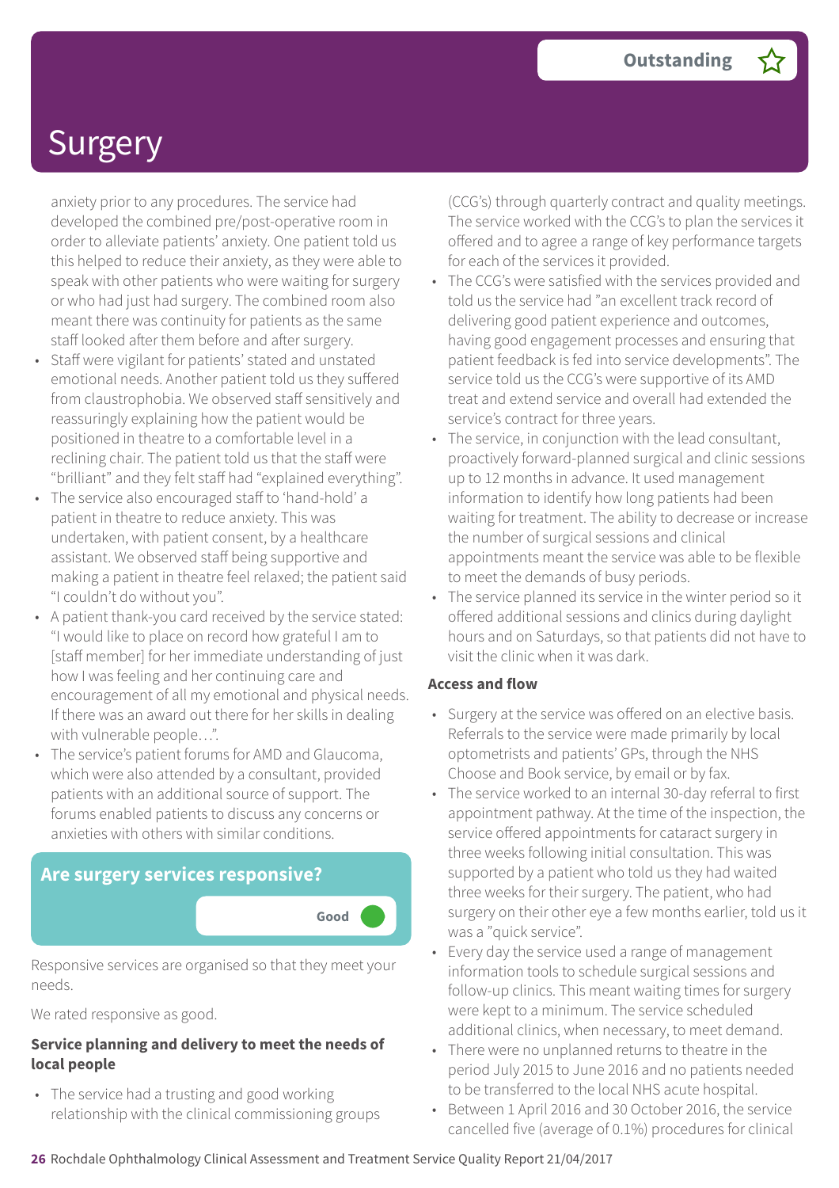anxiety prior to any procedures. The service had developed the combined pre/post-operative room in order to alleviate patients' anxiety. One patient told us this helped to reduce their anxiety, as they were able to speak with other patients who were waiting for surgery or who had just had surgery. The combined room also meant there was continuity for patients as the same staff looked after them before and after surgery.

- Staff were vigilant for patients' stated and unstated emotional needs. Another patient told us they suffered from claustrophobia. We observed staff sensitively and reassuringly explaining how the patient would be positioned in theatre to a comfortable level in a reclining chair. The patient told us that the staff were "brilliant" and they felt staff had "explained everything".
- The service also encouraged staff to 'hand-hold' a patient in theatre to reduce anxiety. This was undertaken, with patient consent, by a healthcare assistant. We observed staff being supportive and making a patient in theatre feel relaxed; the patient said "I couldn't do without you".
- A patient thank-you card received by the service stated: "I would like to place on record how grateful I am to [staff member] for her immediate understanding of just how I was feeling and her continuing care and encouragement of all my emotional and physical needs. If there was an award out there for her skills in dealing with vulnerable people…".
- The service's patient forums for AMD and Glaucoma, which were also attended by a consultant, provided patients with an additional source of support. The forums enabled patients to discuss any concerns or anxieties with others with similar conditions.

## Are surgery services responsive?

**Good**

Responsive services are organised so that they meet your needs.

We rated responsive as good.

### Service planning and delivery to meet the needs of local people

- The service had a trusting and good working relationship with the clinical commissioning groups (CCG's) through quarterly contract and quality meetings. The service worked with the CCG's to plan the services it offered and to agree a range of key performance targets for each of the services it provided.
- The CCG's were satisfied with the services provided and told us the service had "an excellent track record of delivering good patient experience and outcomes, having good engagement processes and ensuring that patient feedback is fed into service developments". The service told us the CCG's were supportive of its AMD treat and extend service and overall had extended the service's contract for three years.
- The service, in conjunction with the lead consultant, proactively forward-planned surgical and clinic sessions up to 12 months in advance. It used management information to identify how long patients had been waiting for treatment. The ability to decrease or increase the number of surgical sessions and clinical appointments meant the service was able to be flexible to meet the demands of busy periods.
- The service planned its service in the winter period so it offered additional sessions and clinics during daylight hours and on Saturdays, so that patients did not have to visit the clinic when it was dark.

### Access and flow

- Surgery at the service was offered on an elective basis. Referrals to the service were made primarily by local optometrists and patients' GPs, through the NHS Choose and Book service, by email or by fax.
- The service worked to an internal 30-day referral to first appointment pathway. At the time of the inspection, the service offered appointments for cataract surgery in three weeks following initial consultation. This was supported by a patient who told us they had waited three weeks for their surgery. The patient, who had surgery on their other eye a few months earlier, told us it was a "quick service".
- Every day the service used a range of management information tools to schedule surgical sessions and follow-up clinics. This meant waiting times for surgery were kept to a minimum. The service scheduled additional clinics, when necessary, to meet demand.
- There were no unplanned returns to theatre in the period July 2015 to June 2016 and no patients needed to be transferred to the local NHS acute hospital.
- Between 1 April 2016 and 30 October 2016, the service cancelled five (average of 0.1%) procedures for clinical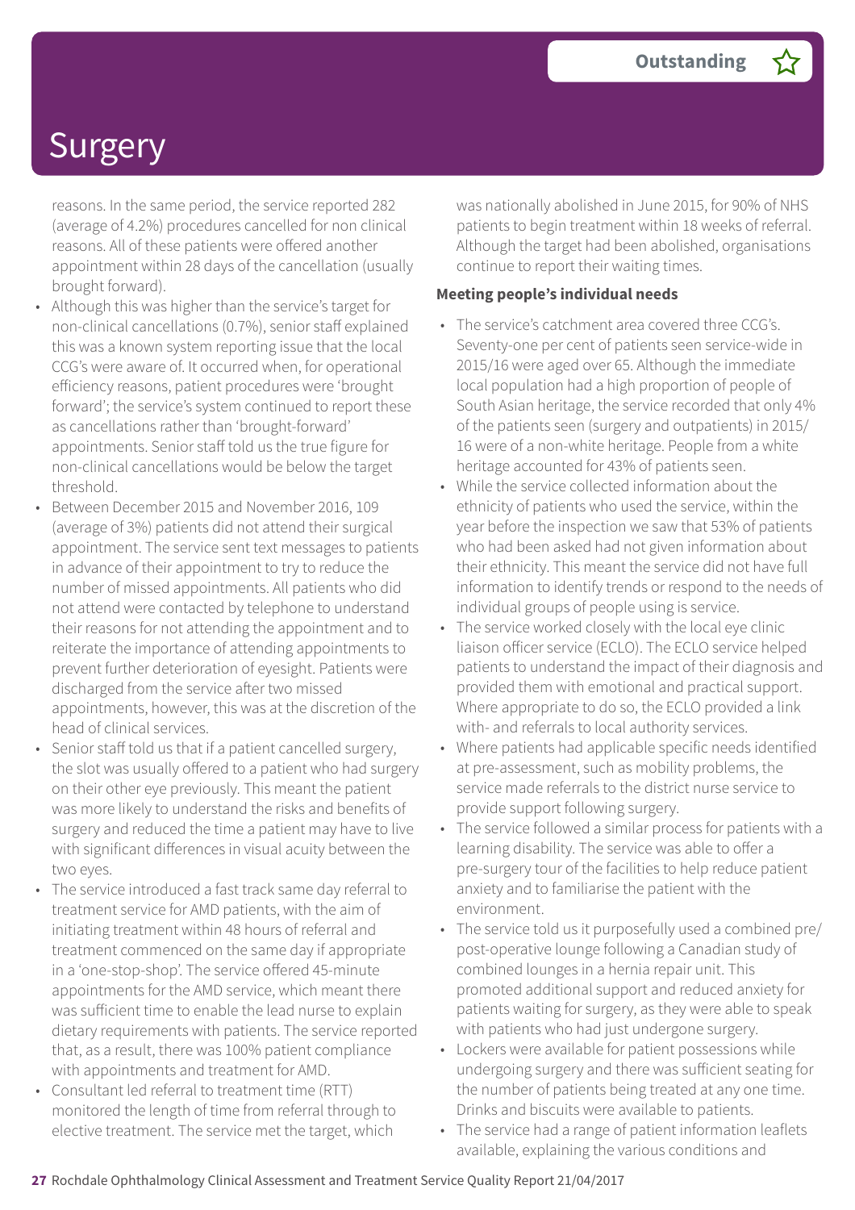# Surgery

**Outstanding**

reasons. In the same period, the service reported 282 (average of 4.2%) procedures cancelled for non clinical reasons. All of these patients were offered another appointment within 28 days of the cancellation (usually brought forward).

- Although this was higher than the service's target for non-clinical cancellations (0.7%), senior staff explained this was a known system reporting issue that the local CCG's were aware of. It occurred when, for operational efficiency reasons, patient procedures were 'brought forward'; the service's system continued to report these as cancellations rather than 'brought-forward' appointments. Senior staff told us the true figure for non-clinical cancellations would be below the target threshold.
- Between December 2015 and November 2016, 109 (average of 3%) patients did not attend their surgical appointment. The service sent text messages to patients in advance of their appointment to try to reduce the number of missed appointments. All patients who did not attend were contacted by telephone to understand their reasons for not attending the appointment and to reiterate the importance of attending appointments to prevent further deterioration of eyesight. Patients were discharged from the service after two missed appointments, however, this was at the discretion of the head of clinical services.
- Senior staff told us that if a patient cancelled surgery, the slot was usually offered to a patient who had surgery on their other eye previously. This meant the patient was more likely to understand the risks and benefits of surgery and reduced the time a patient may have to live with significant differences in visual acuity between the two eyes.
- The service introduced a fast track same day referral to treatment service for AMD patients, with the aim of initiating treatment within 48 hours of referral and treatment commenced on the same day if appropriate in a 'one-stop-shop'. The service offered 45-minute appointments for the AMD service, which meant there was sufficient time to enable the lead nurse to explain dietary requirements with patients. The service reported that, as a result, there was 100% patient compliance with appointments and treatment for AMD.
- Consultant led referral to treatment time (RTT) monitored the length of time from referral through to elective treatment. The service met the target, which was nationally abolished in June 2015, for 90% of NHS patients to begin treatment within 18 weeks of referral. Although the target had been abolished, organisations continue to report their waiting times.

**Meeting people's individual needs**

- The service's catchment area covered three CCG's. Seventy-one per cent of patients seen service-wide in 2015/16 were aged over 65. Although the immediate local population had a high proportion of people of South Asian heritage, the service recorded that only 4% of the patients seen (surgery and outpatients) in 2015/16 were of a non-white heritage. People from a white heritage accounted for 43% of patients seen.
- While the service collected information about the ethnicity of patients who used the service, within the year before the inspection we saw that 53% of patients who had been asked had not given information about their ethnicity. This meant the service did not have full information to identify trends or respond to the needs of individual groups of people using is service.
- The service worked closely with the local eye clinic liaison officer service (ECLO). The ECLO service helped patients to understand the impact of their diagnosis and provided them with emotional and practical support. Where appropriate to do so, the ECLO provided a link with- and referrals to local authority services.
- Where patients had applicable specific needs identified at pre-assessment, such as mobility problems, the service made referrals to the district nurse service to provide support following surgery.
- The service followed a similar process for patients with a learning disability. The service was able to offer a pre-surgery tour of the facilities to help reduce patient anxiety and to familiarise the patient with the environment.
- The service told us it purposefully used a combined pre/post-operative lounge following a Canadian study of combined lounges in a hernia repair unit. This promoted additional support and reduced anxiety for patients waiting for surgery, as they were able to speak with patients who had just undergone surgery.
- Lockers were available for patient possessions while undergoing surgery and there was sufficient seating for the number of patients being treated at any one time. Drinks and biscuits were available to patients.
- The service had a range of patient information leaflets available, explaining the various conditions and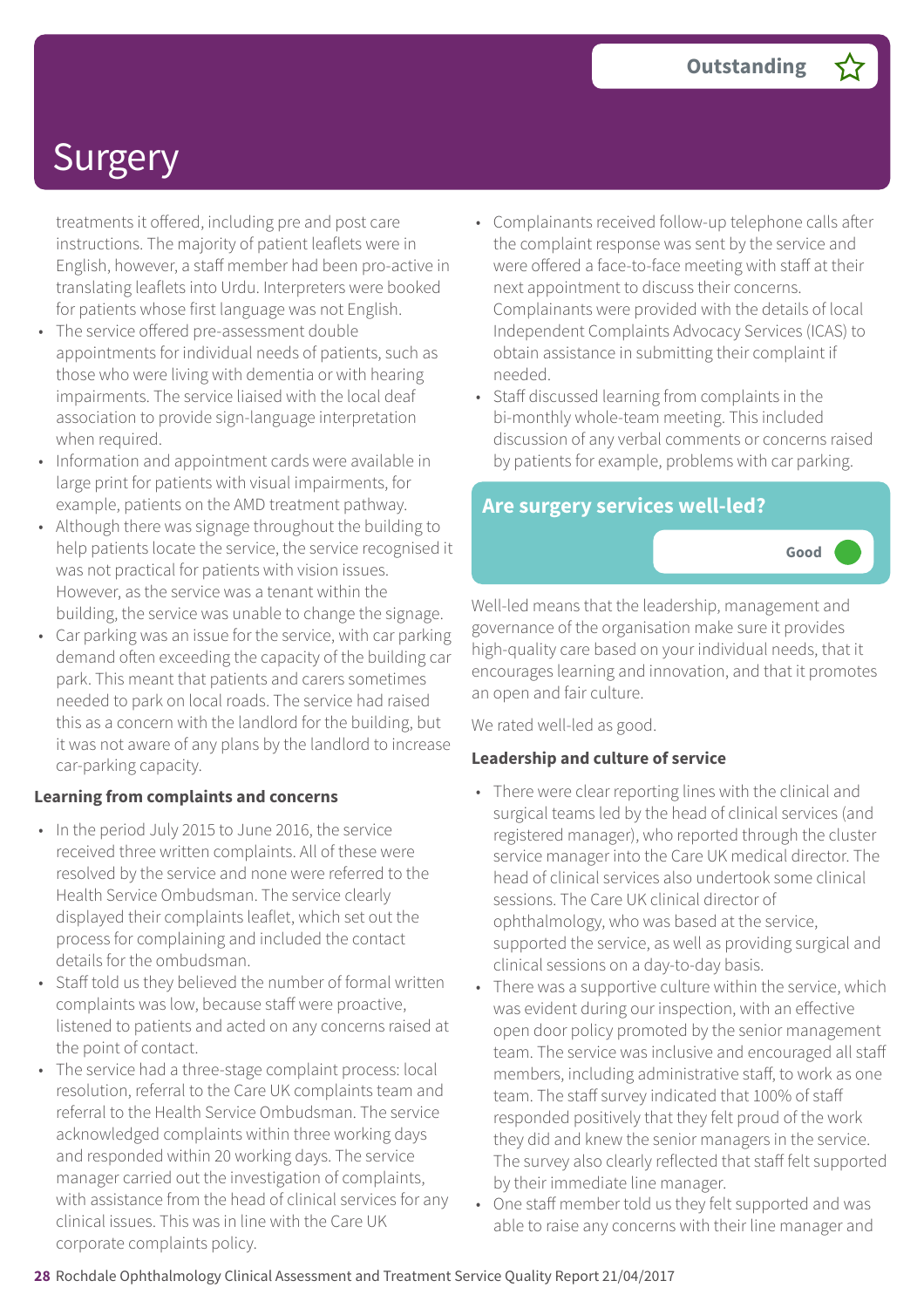# Surgery

**Outstanding** ☆

treatments it offered, including pre and post care instructions. The majority of patient leaflets were in English, however, a staff member had been pro-active in translating leaflets into Urdu. Interpreters were booked for patients whose first language was not English.

- The service offered pre-assessment double appointments for individual needs of patients, such as those who were living with dementia or with hearing impairments. The service liaised with the local deaf association to provide sign-language interpretation when required.
- Information and appointment cards were available in large print for patients with visual impairments, for example, patients on the AMD treatment pathway.
- Although there was signage throughout the building to help patients locate the service, the service recognised it was not practical for patients with vision issues. However, as the service was a tenant within the building, the service was unable to change the signage.
- Car parking was an issue for the service, with car parking demand often exceeding the capacity of the building car park. This meant that patients and carers sometimes needed to park on local roads. The service had raised this as a concern with the landlord for the building, but it was not aware of any plans by the landlord to increase car-parking capacity.

**Learning from complaints and concerns**

- In the period July 2015 to June 2016, the service received three written complaints. All of these were resolved by the service and none were referred to the Health Service Ombudsman. The service clearly displayed their complaints leaflet, which set out the process for complaining and included the contact details for the ombudsman.
- Staff told us they believed the number of formal written complaints was low, because staff were proactive, listened to patients and acted on any concerns raised at the point of contact.
- The service had a three-stage complaint process: local resolution, referral to the Care UK complaints team and referral to the Health Service Ombudsman. The service acknowledged complaints within three working days and responded within 20 working days. The service manager carried out the investigation of complaints, with assistance from the head of clinical services for any clinical issues. This was in line with the Care UK corporate complaints policy.
- Complainants received follow-up telephone calls after the complaint response was sent by the service and were offered a face-to-face meeting with staff at their next appointment to discuss their concerns. Complainants were provided with the details of local Independent Complaints Advocacy Services (ICAS) to obtain assistance in submitting their complaint if needed.
- Staff discussed learning from complaints in the bi-monthly whole-team meeting. This included discussion of any verbal comments or concerns raised by patients for example, problems with car parking.

## Are surgery services well-led?

**Good**

Well-led means that the leadership, management and governance of the organisation make sure it provides high-quality care based on your individual needs, that it encourages learning and innovation, and that it promotes an open and fair culture.

We rated well-led as good.

**Leadership and culture of service**

- There were clear reporting lines with the clinical and surgical teams led by the head of clinical services (and registered manager), who reported through the cluster service manager into the Care UK medical director. The head of clinical services also undertook some clinical sessions. The Care UK clinical director of ophthalmology, who was based at the service, supported the service, as well as providing surgical and clinical sessions on a day-to-day basis.
- There was a supportive culture within the service, which was evident during our inspection, with an effective open door policy promoted by the senior management team. The service was inclusive and encouraged all staff members, including administrative staff, to work as one team. The staff survey indicated that 100% of staff responded positively that they felt proud of the work they did and knew the senior managers in the service. The survey also clearly reflected that staff felt supported by their immediate line manager.
- One staff member told us they felt supported and was able to raise any concerns with their line manager and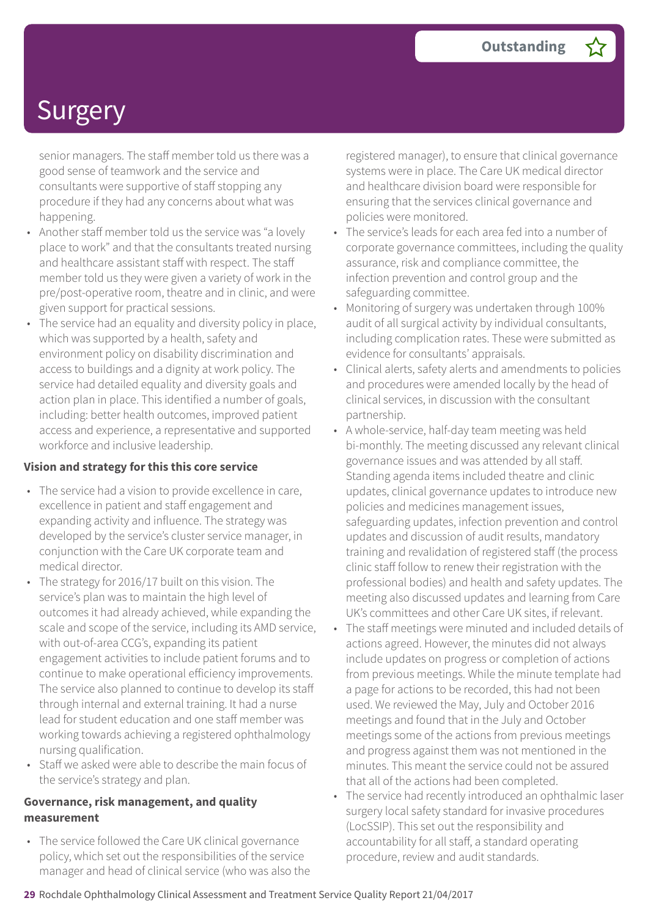senior managers. The staff member told us there was a good sense of teamwork and the service and consultants were supportive of staff stopping any procedure if they had any concerns about what was happening.

- Another staff member told us the service was "a lovely place to work" and that the consultants treated nursing and healthcare assistant staff with respect. The staff member told us they were given a variety of work in the pre/post-operative room, theatre and in clinic, and were given support for practical sessions.
- The service had an equality and diversity policy in place, which was supported by a health, safety and environment policy on disability discrimination and access to buildings and a dignity at work policy. The service had detailed equality and diversity goals and action plan in place. This identified a number of goals, including: better health outcomes, improved patient access and experience, a representative and supported workforce and inclusive leadership.

**Vision and strategy for this this core service**

- The service had a vision to provide excellence in care, excellence in patient and staff engagement and expanding activity and influence. The strategy was developed by the service's cluster service manager, in conjunction with the Care UK corporate team and medical director.
- The strategy for 2016/17 built on this vision. The service's plan was to maintain the high level of outcomes it had already achieved, while expanding the scale and scope of the service, including its AMD service, with out-of-area CCG's, expanding its patient engagement activities to include patient forums and to continue to make operational efficiency improvements. The service also planned to continue to develop its staff through internal and external training. It had a nurse lead for student education and one staff member was working towards achieving a registered ophthalmology nursing qualification.
- Staff we asked were able to describe the main focus of the service's strategy and plan.

**Governance, risk management, and quality measurement**

- The service followed the Care UK clinical governance policy, which set out the responsibilities of the service manager and head of clinical service (who was also the registered manager), to ensure that clinical governance systems were in place. The Care UK medical director and healthcare division board were responsible for ensuring that the services clinical governance and policies were monitored.
- The service's leads for each area fed into a number of corporate governance committees, including the quality assurance, risk and compliance committee, the infection prevention and control group and the safeguarding committee.
- Monitoring of surgery was undertaken through 100% audit of all surgical activity by individual consultants, including complication rates. These were submitted as evidence for consultants' appraisals.
- Clinical alerts, safety alerts and amendments to policies and procedures were amended locally by the head of clinical services, in discussion with the consultant partnership.
- A whole-service, half-day team meeting was held bi-monthly. The meeting discussed any relevant clinical governance issues and was attended by all staff. Standing agenda items included theatre and clinic updates, clinical governance updates to introduce new policies and medicines management issues, safeguarding updates, infection prevention and control updates and discussion of audit results, mandatory training and revalidation of registered staff (the process clinic staff follow to renew their registration with the professional bodies) and health and safety updates. The meeting also discussed updates and learning from Care UK's committees and other Care UK sites, if relevant.
- The staff meetings were minuted and included details of actions agreed. However, the minutes did not always include updates on progress or completion of actions from previous meetings. While the minute template had a page for actions to be recorded, this had not been used. We reviewed the May, July and October 2016 meetings and found that in the July and October meetings some of the actions from previous meetings and progress against them was not mentioned in the minutes. This meant the service could not be assured that all of the actions had been completed.
- The service had recently introduced an ophthalmic laser surgery local safety standard for invasive procedures (LocSSIP). This set out the responsibility and accountability for all staff, a standard operating procedure, review and audit standards.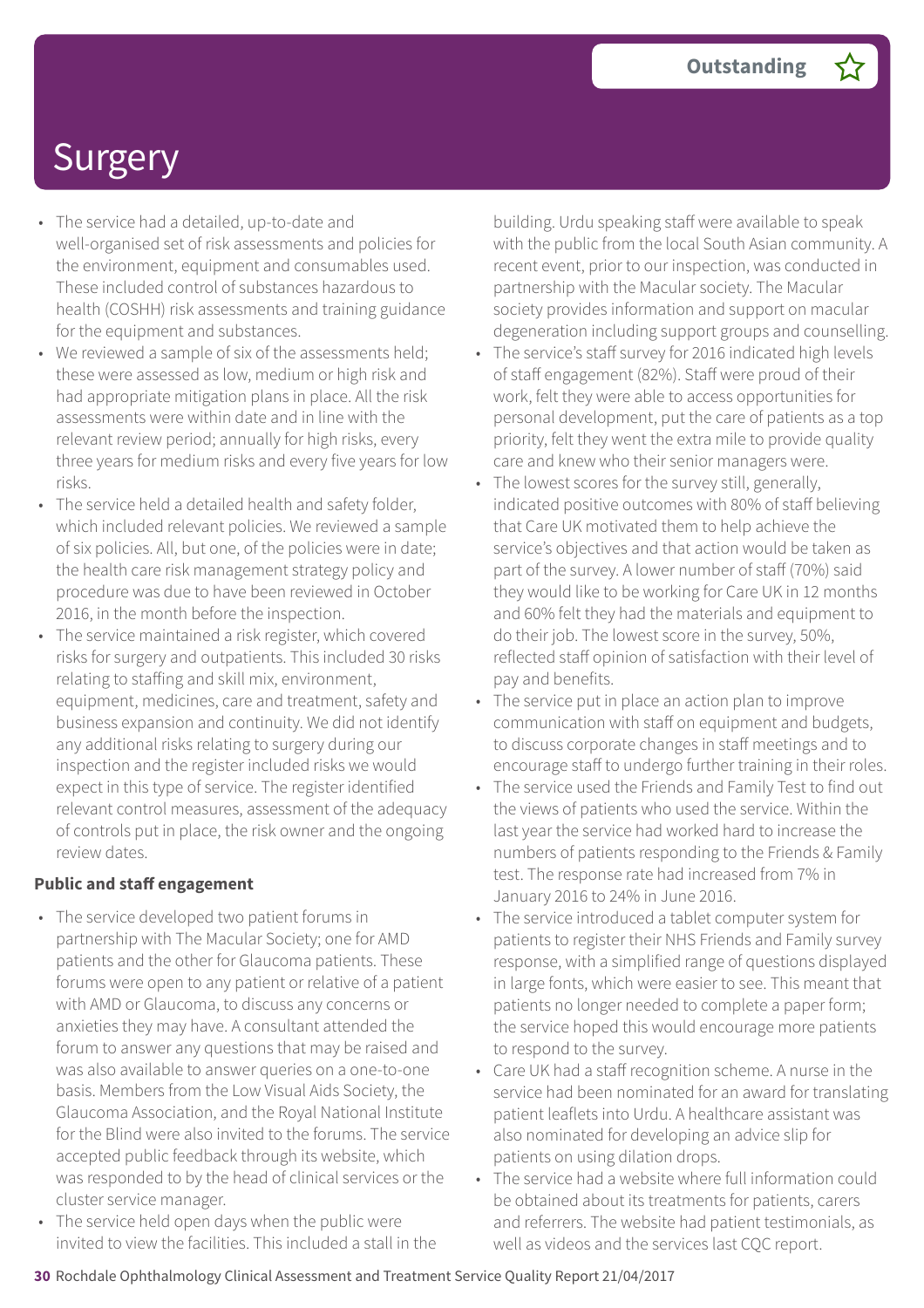# Surgery

**Outstanding** ☆

- The service had a detailed, up-to-date and well-organised set of risk assessments and policies for the environment, equipment and consumables used. These included control of substances hazardous to health (COSHH) risk assessments and training guidance for the equipment and substances.
- We reviewed a sample of six of the assessments held; these were assessed as low, medium or high risk and had appropriate mitigation plans in place. All the risk assessments were within date and in line with the relevant review period; annually for high risks, every three years for medium risks and every five years for low risks.
- The service held a detailed health and safety folder, which included relevant policies. We reviewed a sample of six policies. All, but one, of the policies were in date; the health care risk management strategy policy and procedure was due to have been reviewed in October 2016, in the month before the inspection.
- The service maintained a risk register, which covered risks for surgery and outpatients. This included 30 risks relating to staffing and skill mix, environment, equipment, medicines, care and treatment, safety and business expansion and continuity. We did not identify any additional risks relating to surgery during our inspection and the register included risks we would expect in this type of service. The register identified relevant control measures, assessment of the adequacy of controls put in place, the risk owner and the ongoing review dates.

**Public and staff engagement**

- The service developed two patient forums in partnership with The Macular Society; one for AMD patients and the other for Glaucoma patients. These forums were open to any patient or relative of a patient with AMD or Glaucoma, to discuss any concerns or anxieties they may have. A consultant attended the forum to answer any questions that may be raised and was also available to answer queries on a one-to-one basis. Members from the Low Visual Aids Society, the Glaucoma Association, and the Royal National Institute for the Blind were also invited to the forums. The service accepted public feedback through its website, which was responded to by the head of clinical services or the cluster service manager.
- The service held open days when the public were invited to view the facilities. This included a stall in the building. Urdu speaking staff were available to speak with the public from the local South Asian community. A recent event, prior to our inspection, was conducted in partnership with the Macular society. The Macular society provides information and support on macular degeneration including support groups and counselling.
- The service's staff survey for 2016 indicated high levels of staff engagement (82%). Staff were proud of their work, felt they were able to access opportunities for personal development, put the care of patients as a top priority, felt they went the extra mile to provide quality care and knew who their senior managers were.
- The lowest scores for the survey still, generally, indicated positive outcomes with 80% of staff believing that Care UK motivated them to help achieve the service's objectives and that action would be taken as part of the survey. A lower number of staff (70%) said they would like to be working for Care UK in 12 months and 60% felt they had the materials and equipment to do their job. The lowest score in the survey, 50%, reflected staff opinion of satisfaction with their level of pay and benefits.
- The service put in place an action plan to improve communication with staff on equipment and budgets, to discuss corporate changes in staff meetings and to encourage staff to undergo further training in their roles.
- The service used the Friends and Family Test to find out the views of patients who used the service. Within the last year the service had worked hard to increase the numbers of patients responding to the Friends & Family test. The response rate had increased from 7% in January 2016 to 24% in June 2016.
- The service introduced a tablet computer system for patients to register their NHS Friends and Family survey response, with a simplified range of questions displayed in large fonts, which were easier to see. This meant that patients no longer needed to complete a paper form; the service hoped this would encourage more patients to respond to the survey.
- Care UK had a staff recognition scheme. A nurse in the service had been nominated for an award for translating patient leaflets into Urdu. A healthcare assistant was also nominated for developing an advice slip for patients on using dilation drops.
- The service had a website where full information could be obtained about its treatments for patients, carers and referrers. The website had patient testimonials, as well as videos and the services last CQC report.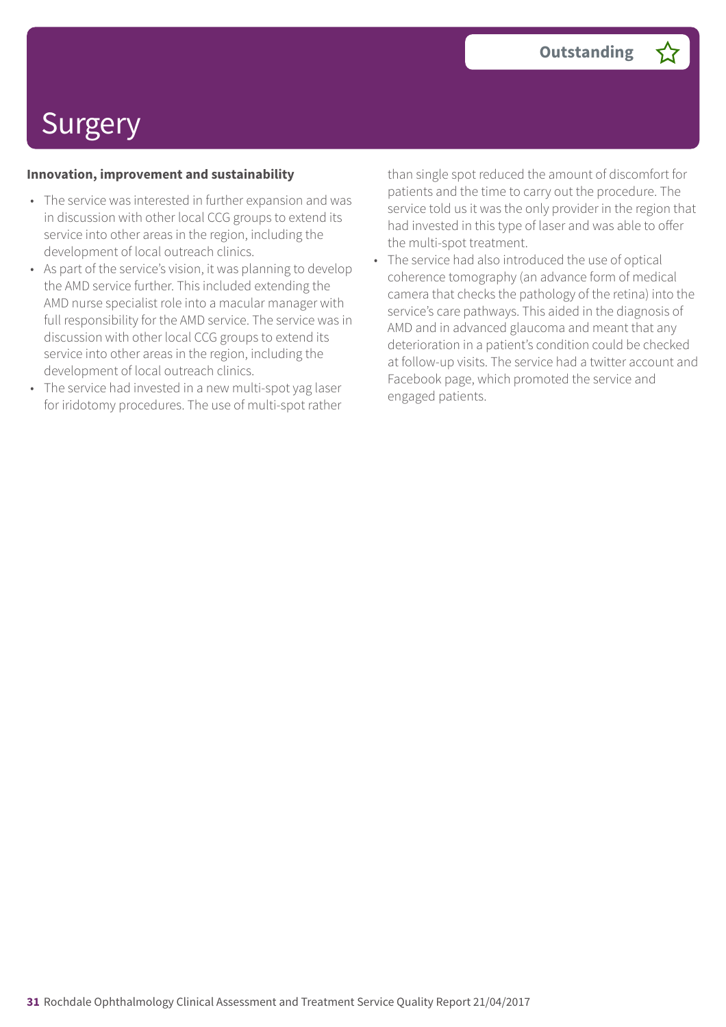# Surgery

**Outstanding**

**Innovation, improvement and sustainability**

- The service was interested in further expansion and was in discussion with other local CCG groups to extend its service into other areas in the region, including the development of local outreach clinics.
- As part of the service's vision, it was planning to develop the AMD service further. This included extending the AMD nurse specialist role into a macular manager with full responsibility for the AMD service. The service was in discussion with other local CCG groups to extend its service into other areas in the region, including the development of local outreach clinics.
- The service had invested in a new multi-spot yag laser for iridotomy procedures. The use of multi-spot rather than single spot reduced the amount of discomfort for patients and the time to carry out the procedure. The service told us it was the only provider in the region that had invested in this type of laser and was able to offer the multi-spot treatment.
- The service had also introduced the use of optical coherence tomography (an advance form of medical camera that checks the pathology of the retina) into the service's care pathways. This aided in the diagnosis of AMD and in advanced glaucoma and meant that any deterioration in a patient's condition could be checked at follow-up visits. The service had a twitter account and Facebook page, which promoted the service and engaged patients.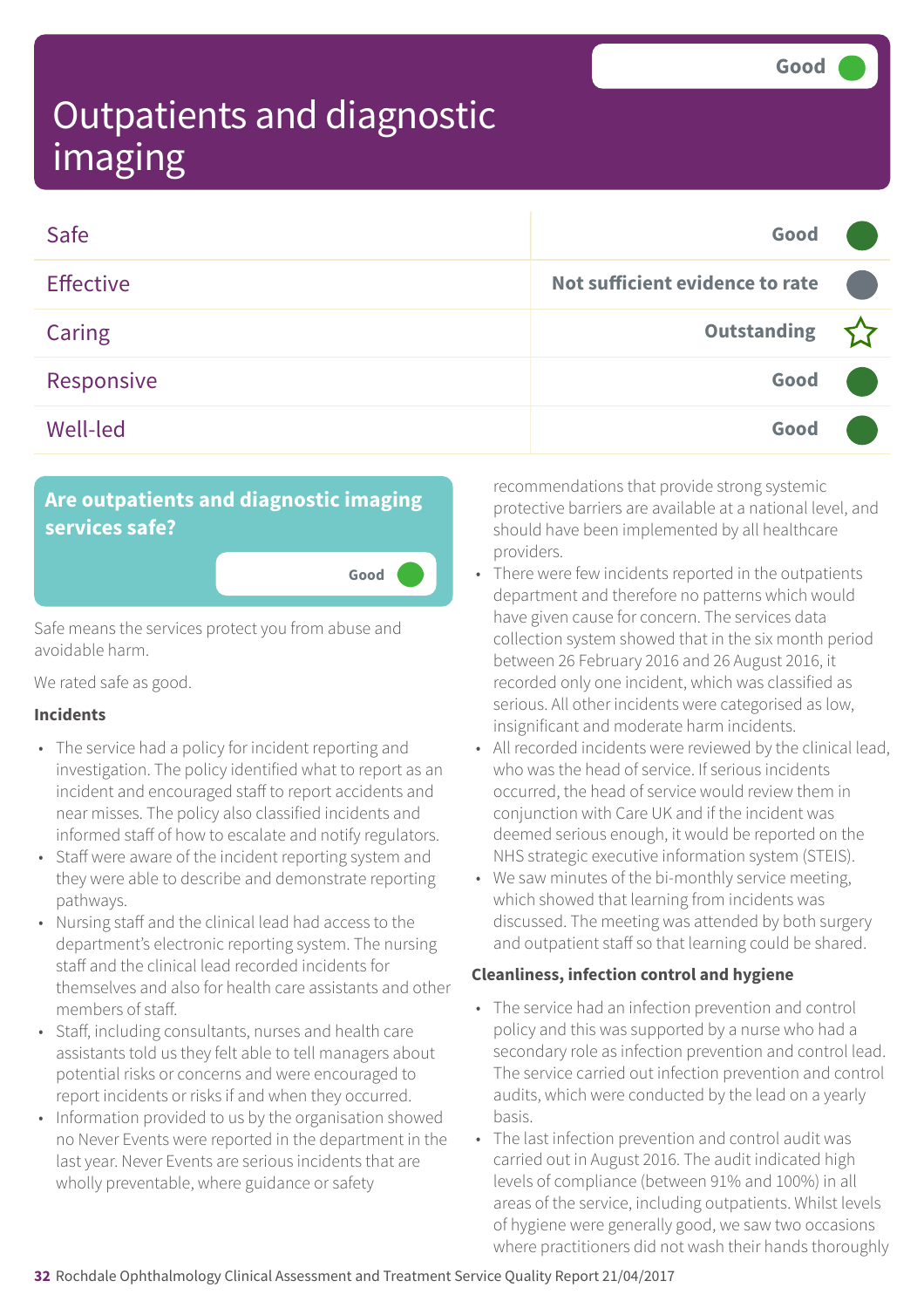# Outpatients and diagnostic imaging

Good

| | |
|---|---|
| Safe | Good |
| Effective | Not sufficient evidence to rate |
| Caring | Outstanding |
| Responsive | Good |
| Well-led | Good |

## Are outpatients and diagnostic imaging services safe?

Good

Safe means the services protect you from abuse and avoidable harm.

We rated safe as good.

**Incidents**

- The service had a policy for incident reporting and investigation. The policy identified what to report as an incident and encouraged staff to report accidents and near misses. The policy also classified incidents and informed staff of how to escalate and notify regulators.
- Staff were aware of the incident reporting system and they were able to describe and demonstrate reporting pathways.
- Nursing staff and the clinical lead had access to the department's electronic reporting system. The nursing staff and the clinical lead recorded incidents for themselves and also for health care assistants and other members of staff.
- Staff, including consultants, nurses and health care assistants told us they felt able to tell managers about potential risks or concerns and were encouraged to report incidents or risks if and when they occurred.
- Information provided to us by the organisation showed no Never Events were reported in the department in the last year. Never Events are serious incidents that are wholly preventable, where guidance or safety recommendations that provide strong systemic protective barriers are available at a national level, and should have been implemented by all healthcare providers.
- There were few incidents reported in the outpatients department and therefore no patterns which would have given cause for concern. The services data collection system showed that in the six month period between 26 February 2016 and 26 August 2016, it recorded only one incident, which was classified as serious. All other incidents were categorised as low, insignificant and moderate harm incidents.
- All recorded incidents were reviewed by the clinical lead, who was the head of service. If serious incidents occurred, the head of service would review them in conjunction with Care UK and if the incident was deemed serious enough, it would be reported on the NHS strategic executive information system (STEIS).
- We saw minutes of the bi-monthly service meeting, which showed that learning from incidents was discussed. The meeting was attended by both surgery and outpatient staff so that learning could be shared.

**Cleanliness, infection control and hygiene**

- The service had an infection prevention and control policy and this was supported by a nurse who had a secondary role as infection prevention and control lead. The service carried out infection prevention and control audits, which were conducted by the lead on a yearly basis.
- The last infection prevention and control audit was carried out in August 2016. The audit indicated high levels of compliance (between 91% and 100%) in all areas of the service, including outpatients. Whilst levels of hygiene were generally good, we saw two occasions where practitioners did not wash their hands thoroughly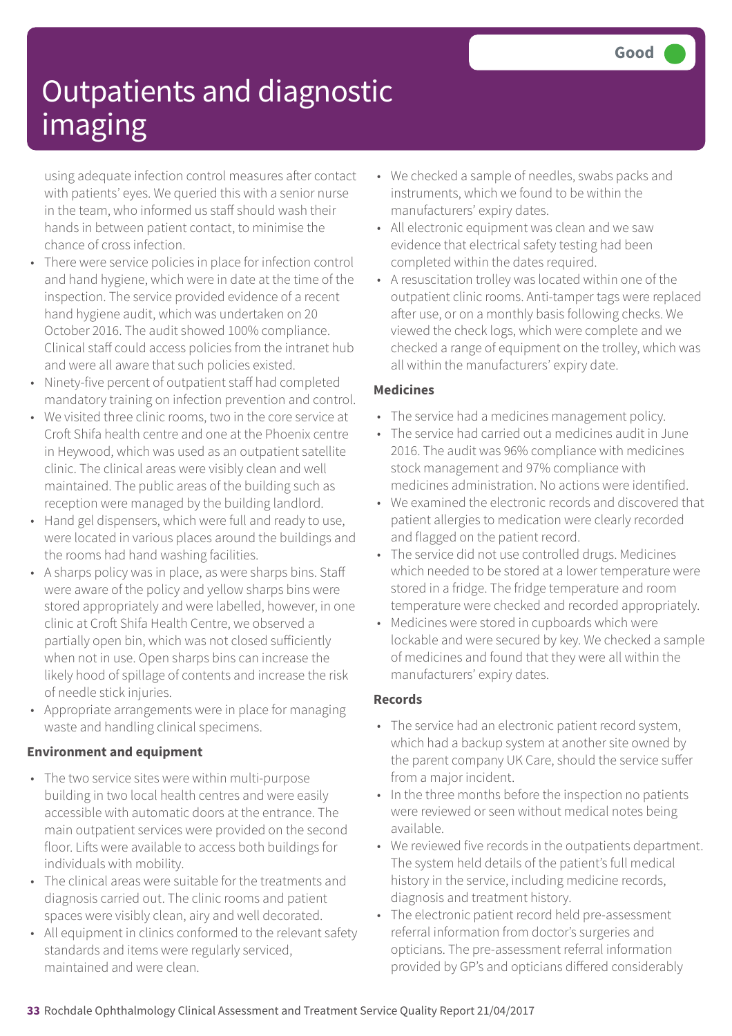# Outpatients and diagnostic imaging

Good

using adequate infection control measures after contact with patients' eyes. We queried this with a senior nurse in the team, who informed us staff should wash their hands in between patient contact, to minimise the chance of cross infection.

- There were service policies in place for infection control and hand hygiene, which were in date at the time of the inspection. The service provided evidence of a recent hand hygiene audit, which was undertaken on 20 October 2016. The audit showed 100% compliance. Clinical staff could access policies from the intranet hub and were all aware that such policies existed.
- Ninety-five percent of outpatient staff had completed mandatory training on infection prevention and control.
- We visited three clinic rooms, two in the core service at Croft Shifa health centre and one at the Phoenix centre in Heywood, which was used as an outpatient satellite clinic. The clinical areas were visibly clean and well maintained. The public areas of the building such as reception were managed by the building landlord.
- Hand gel dispensers, which were full and ready to use, were located in various places around the buildings and the rooms had hand washing facilities.
- A sharps policy was in place, as were sharps bins. Staff were aware of the policy and yellow sharps bins were stored appropriately and were labelled, however, in one clinic at Croft Shifa Health Centre, we observed a partially open bin, which was not closed sufficiently when not in use. Open sharps bins can increase the likely hood of spillage of contents and increase the risk of needle stick injuries.
- Appropriate arrangements were in place for managing waste and handling clinical specimens.

**Environment and equipment**

- The two service sites were within multi-purpose building in two local health centres and were easily accessible with automatic doors at the entrance. The main outpatient services were provided on the second floor. Lifts were available to access both buildings for individuals with mobility.
- The clinical areas were suitable for the treatments and diagnosis carried out. The clinic rooms and patient spaces were visibly clean, airy and well decorated.
- All equipment in clinics conformed to the relevant safety standards and items were regularly serviced, maintained and were clean.
- We checked a sample of needles, swabs packs and instruments, which we found to be within the manufacturers' expiry dates.
- All electronic equipment was clean and we saw evidence that electrical safety testing had been completed within the dates required.
- A resuscitation trolley was located within one of the outpatient clinic rooms. Anti-tamper tags were replaced after use, or on a monthly basis following checks. We viewed the check logs, which were complete and we checked a range of equipment on the trolley, which was all within the manufacturers' expiry date.

**Medicines**

- The service had a medicines management policy.
- The service had carried out a medicines audit in June 2016. The audit was 96% compliance with medicines stock management and 97% compliance with medicines administration. No actions were identified.
- We examined the electronic records and discovered that patient allergies to medication were clearly recorded and flagged on the patient record.
- The service did not use controlled drugs. Medicines which needed to be stored at a lower temperature were stored in a fridge. The fridge temperature and room temperature were checked and recorded appropriately.
- Medicines were stored in cupboards which were lockable and were secured by key. We checked a sample of medicines and found that they were all within the manufacturers' expiry dates.

**Records**

- The service had an electronic patient record system, which had a backup system at another site owned by the parent company UK Care, should the service suffer from a major incident.
- In the three months before the inspection no patients were reviewed or seen without medical notes being available.
- We reviewed five records in the outpatients department. The system held details of the patient's full medical history in the service, including medicine records, diagnosis and treatment history.
- The electronic patient record held pre-assessment referral information from doctor's surgeries and opticians. The pre-assessment referral information provided by GP's and opticians differed considerably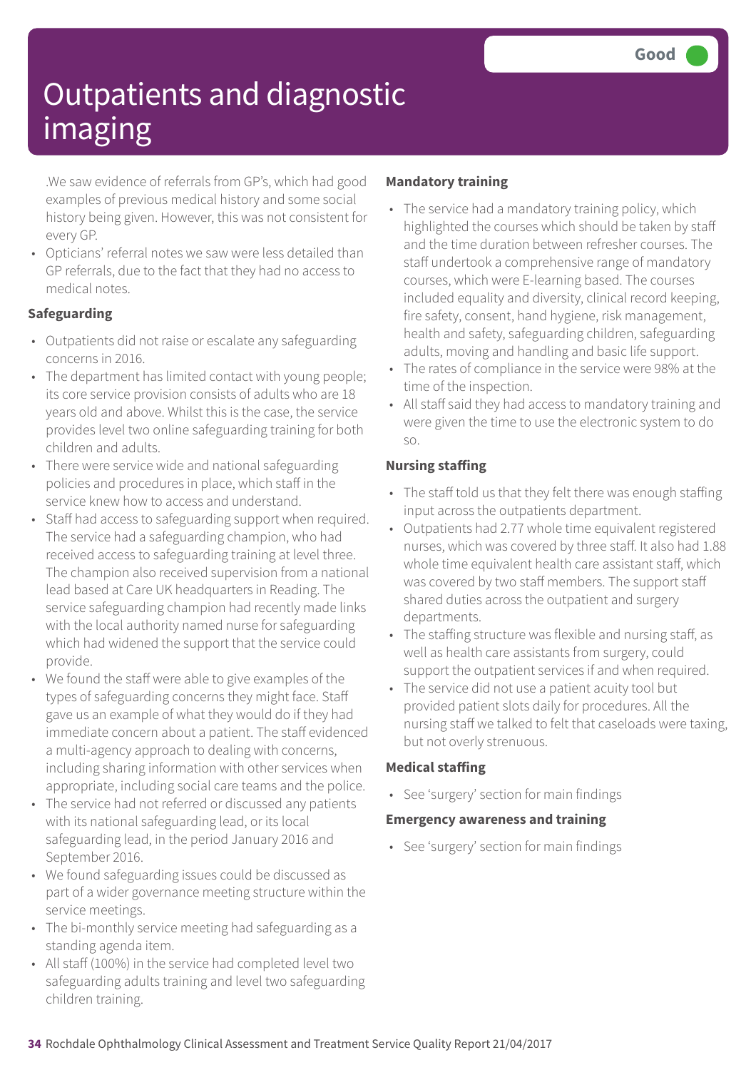# Outpatients and diagnostic imaging

Good

.We saw evidence of referrals from GP's, which had good examples of previous medical history and some social history being given. However, this was not consistent for every GP.

- Opticians' referral notes we saw were less detailed than GP referrals, due to the fact that they had no access to medical notes.

### Safeguarding

- Outpatients did not raise or escalate any safeguarding concerns in 2016.
- The department has limited contact with young people; its core service provision consists of adults who are 18 years old and above. Whilst this is the case, the service provides level two online safeguarding training for both children and adults.
- There were service wide and national safeguarding policies and procedures in place, which staff in the service knew how to access and understand.
- Staff had access to safeguarding support when required. The service had a safeguarding champion, who had received access to safeguarding training at level three. The champion also received supervision from a national lead based at Care UK headquarters in Reading. The service safeguarding champion had recently made links with the local authority named nurse for safeguarding which had widened the support that the service could provide.
- We found the staff were able to give examples of the types of safeguarding concerns they might face. Staff gave us an example of what they would do if they had immediate concern about a patient. The staff evidenced a multi-agency approach to dealing with concerns, including sharing information with other services when appropriate, including social care teams and the police.
- The service had not referred or discussed any patients with its national safeguarding lead, or its local safeguarding lead, in the period January 2016 and September 2016.
- We found safeguarding issues could be discussed as part of a wider governance meeting structure within the service meetings.
- The bi-monthly service meeting had safeguarding as a standing agenda item.
- All staff (100%) in the service had completed level two safeguarding adults training and level two safeguarding children training.

### Mandatory training

- The service had a mandatory training policy, which highlighted the courses which should be taken by staff and the time duration between refresher courses. The staff undertook a comprehensive range of mandatory courses, which were E-learning based. The courses included equality and diversity, clinical record keeping, fire safety, consent, hand hygiene, risk management, health and safety, safeguarding children, safeguarding adults, moving and handling and basic life support.
- The rates of compliance in the service were 98% at the time of the inspection.
- All staff said they had access to mandatory training and were given the time to use the electronic system to do so.

### Nursing staffing

- The staff told us that they felt there was enough staffing input across the outpatients department.
- Outpatients had 2.77 whole time equivalent registered nurses, which was covered by three staff. It also had 1.88 whole time equivalent health care assistant staff, which was covered by two staff members. The support staff shared duties across the outpatient and surgery departments.
- The staffing structure was flexible and nursing staff, as well as health care assistants from surgery, could support the outpatient services if and when required.
- The service did not use a patient acuity tool but provided patient slots daily for procedures. All the nursing staff we talked to felt that caseloads were taxing, but not overly strenuous.

### Medical staffing

- See 'surgery' section for main findings

### Emergency awareness and training

- See 'surgery' section for main findings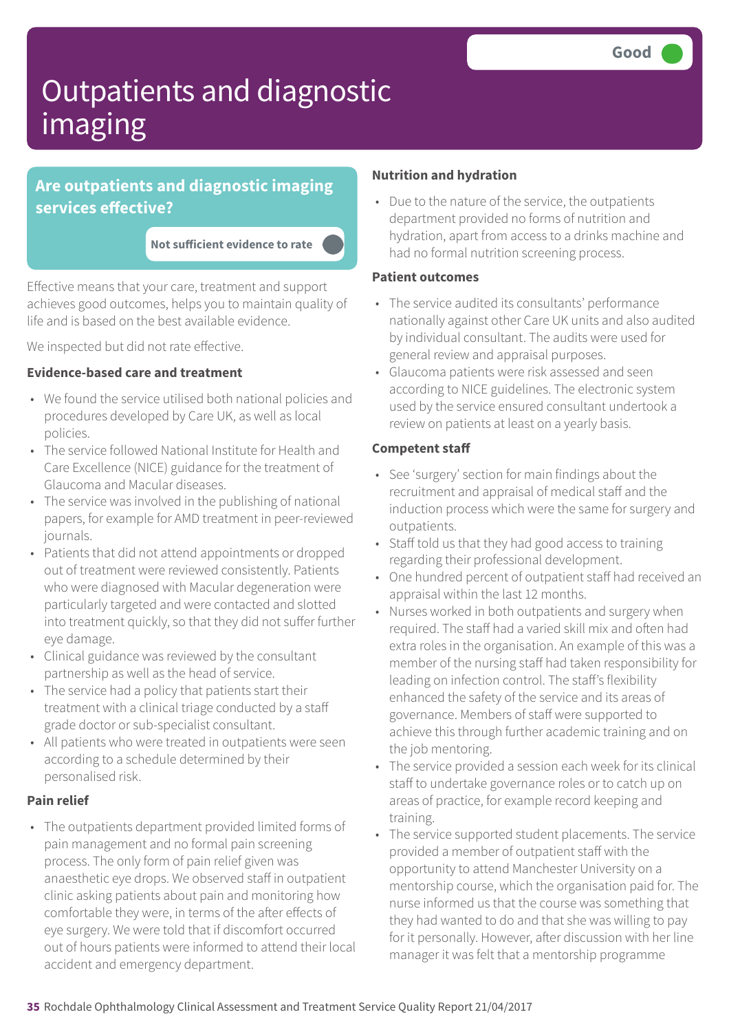# Outpatients and diagnostic imaging

Good

## Are outpatients and diagnostic imaging services effective?

Not sufficient evidence to rate

Effective means that your care, treatment and support achieves good outcomes, helps you to maintain quality of life and is based on the best available evidence.

We inspected but did not rate effective.

### Evidence-based care and treatment

- We found the service utilised both national policies and procedures developed by Care UK, as well as local policies.
- The service followed National Institute for Health and Care Excellence (NICE) guidance for the treatment of Glaucoma and Macular diseases.
- The service was involved in the publishing of national papers, for example for AMD treatment in peer-reviewed journals.
- Patients that did not attend appointments or dropped out of treatment were reviewed consistently. Patients who were diagnosed with Macular degeneration were particularly targeted and were contacted and slotted into treatment quickly, so that they did not suffer further eye damage.
- Clinical guidance was reviewed by the consultant partnership as well as the head of service.
- The service had a policy that patients start their treatment with a clinical triage conducted by a staff grade doctor or sub-specialist consultant.
- All patients who were treated in outpatients were seen according to a schedule determined by their personalised risk.

### Pain relief

- The outpatients department provided limited forms of pain management and no formal pain screening process. The only form of pain relief given was anaesthetic eye drops. We observed staff in outpatient clinic asking patients about pain and monitoring how comfortable they were, in terms of the after effects of eye surgery. We were told that if discomfort occurred out of hours patients were informed to attend their local accident and emergency department.

### Nutrition and hydration

- Due to the nature of the service, the outpatients department provided no forms of nutrition and hydration, apart from access to a drinks machine and had no formal nutrition screening process.

### Patient outcomes

- The service audited its consultants' performance nationally against other Care UK units and also audited by individual consultant. The audits were used for general review and appraisal purposes.
- Glaucoma patients were risk assessed and seen according to NICE guidelines. The electronic system used by the service ensured consultant undertook a review on patients at least on a yearly basis.

### Competent staff

- See 'surgery' section for main findings about the recruitment and appraisal of medical staff and the induction process which were the same for surgery and outpatients.
- Staff told us that they had good access to training regarding their professional development.
- One hundred percent of outpatient staff had received an appraisal within the last 12 months.
- Nurses worked in both outpatients and surgery when required. The staff had a varied skill mix and often had extra roles in the organisation. An example of this was a member of the nursing staff had taken responsibility for leading on infection control. The staff's flexibility enhanced the safety of the service and its areas of governance. Members of staff were supported to achieve this through further academic training and on the job mentoring.
- The service provided a session each week for its clinical staff to undertake governance roles or to catch up on areas of practice, for example record keeping and training.
- The service supported student placements. The service provided a member of outpatient staff with the opportunity to attend Manchester University on a mentorship course, which the organisation paid for. The nurse informed us that the course was something that they had wanted to do and that she was willing to pay for it personally. However, after discussion with her line manager it was felt that a mentorship programme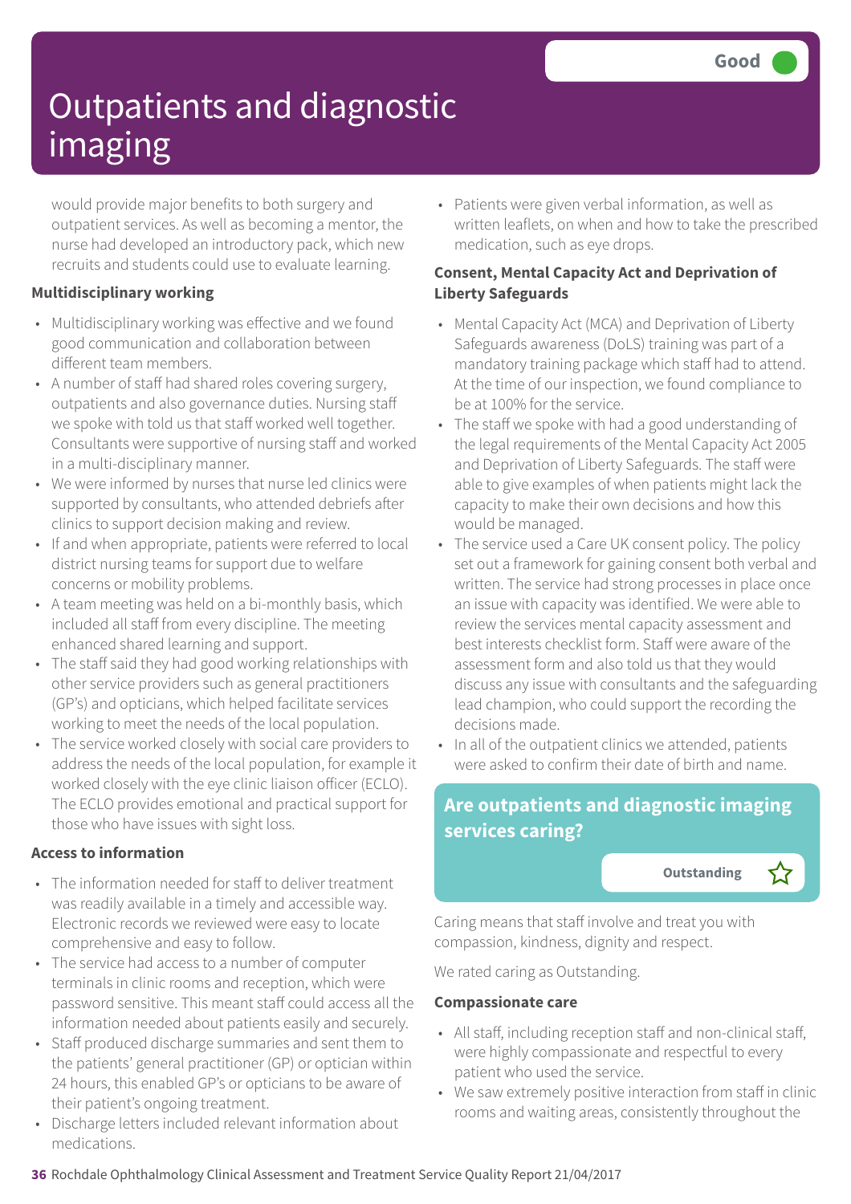# Outpatients and diagnostic imaging

Good

would provide major benefits to both surgery and outpatient services. As well as becoming a mentor, the nurse had developed an introductory pack, which new recruits and students could use to evaluate learning.

**Multidisciplinary working**

- Multidisciplinary working was effective and we found good communication and collaboration between different team members.
- A number of staff had shared roles covering surgery, outpatients and also governance duties. Nursing staff we spoke with told us that staff worked well together. Consultants were supportive of nursing staff and worked in a multi-disciplinary manner.
- We were informed by nurses that nurse led clinics were supported by consultants, who attended debriefs after clinics to support decision making and review.
- If and when appropriate, patients were referred to local district nursing teams for support due to welfare concerns or mobility problems.
- A team meeting was held on a bi-monthly basis, which included all staff from every discipline. The meeting enhanced shared learning and support.
- The staff said they had good working relationships with other service providers such as general practitioners (GP's) and opticians, which helped facilitate services working to meet the needs of the local population.
- The service worked closely with social care providers to address the needs of the local population, for example it worked closely with the eye clinic liaison officer (ECLO). The ECLO provides emotional and practical support for those who have issues with sight loss.

**Access to information**

- The information needed for staff to deliver treatment was readily available in a timely and accessible way. Electronic records we reviewed were easy to locate comprehensive and easy to follow.
- The service had access to a number of computer terminals in clinic rooms and reception, which were password sensitive. This meant staff could access all the information needed about patients easily and securely.
- Staff produced discharge summaries and sent them to the patients' general practitioner (GP) or optician within 24 hours, this enabled GP's or opticians to be aware of their patient's ongoing treatment.
- Discharge letters included relevant information about medications.
- Patients were given verbal information, as well as written leaflets, on when and how to take the prescribed medication, such as eye drops.

**Consent, Mental Capacity Act and Deprivation of Liberty Safeguards**

- Mental Capacity Act (MCA) and Deprivation of Liberty Safeguards awareness (DoLS) training was part of a mandatory training package which staff had to attend. At the time of our inspection, we found compliance to be at 100% for the service.
- The staff we spoke with had a good understanding of the legal requirements of the Mental Capacity Act 2005 and Deprivation of Liberty Safeguards. The staff were able to give examples of when patients might lack the capacity to make their own decisions and how this would be managed.
- The service used a Care UK consent policy. The policy set out a framework for gaining consent both verbal and written. The service had strong processes in place once an issue with capacity was identified. We were able to review the services mental capacity assessment and best interests checklist form. Staff were aware of the assessment form and also told us that they would discuss any issue with consultants and the safeguarding lead champion, who could support the recording the decisions made.
- In all of the outpatient clinics we attended, patients were asked to confirm their date of birth and name.

## Are outpatients and diagnostic imaging services caring?

Outstanding ☆

Caring means that staff involve and treat you with compassion, kindness, dignity and respect.

We rated caring as Outstanding.

**Compassionate care**

- All staff, including reception staff and non-clinical staff, were highly compassionate and respectful to every patient who used the service.
- We saw extremely positive interaction from staff in clinic rooms and waiting areas, consistently throughout the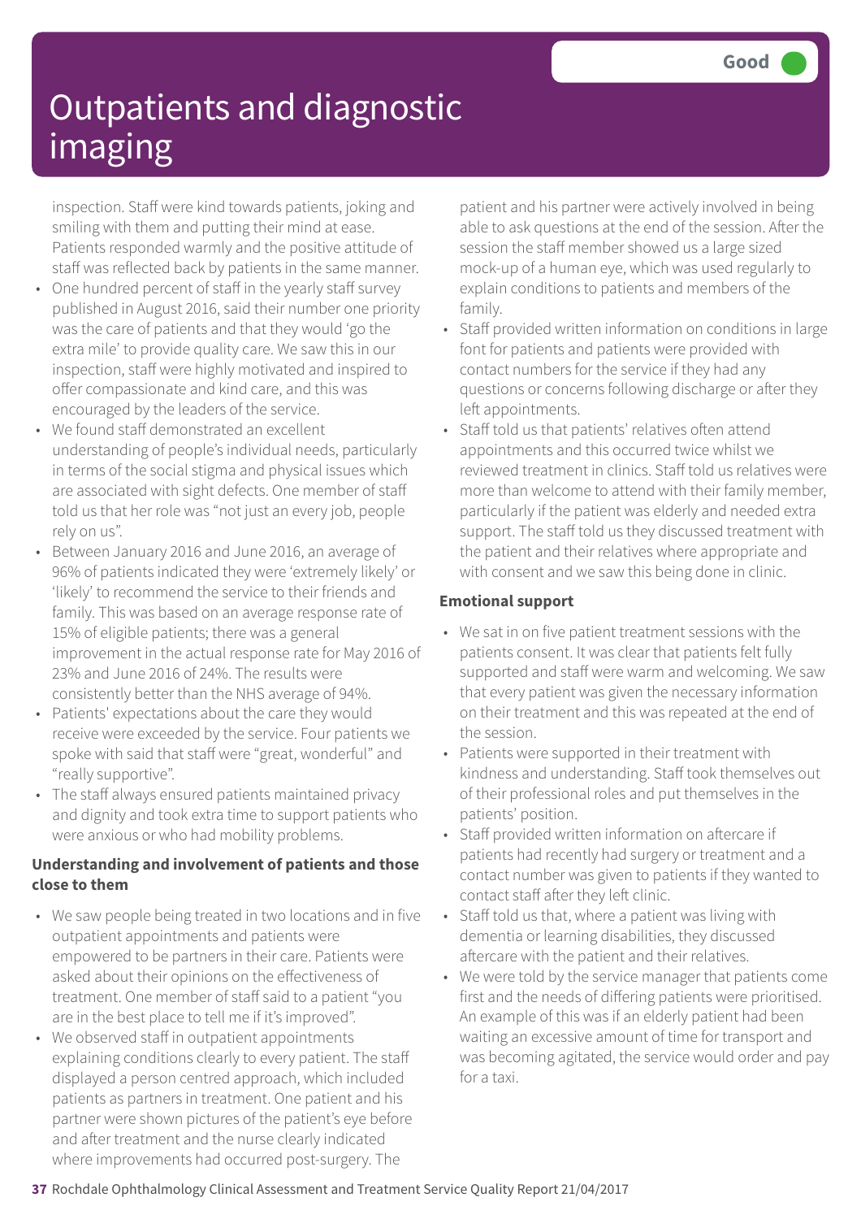# Outpatients and diagnostic imaging

Good

inspection. Staff were kind towards patients, joking and smiling with them and putting their mind at ease. Patients responded warmly and the positive attitude of staff was reflected back by patients in the same manner.

- One hundred percent of staff in the yearly staff survey published in August 2016, said their number one priority was the care of patients and that they would 'go the extra mile' to provide quality care. We saw this in our inspection, staff were highly motivated and inspired to offer compassionate and kind care, and this was encouraged by the leaders of the service.
- We found staff demonstrated an excellent understanding of people's individual needs, particularly in terms of the social stigma and physical issues which are associated with sight defects. One member of staff told us that her role was "not just an every job, people rely on us".
- Between January 2016 and June 2016, an average of 96% of patients indicated they were 'extremely likely' or 'likely' to recommend the service to their friends and family. This was based on an average response rate of 15% of eligible patients; there was a general improvement in the actual response rate for May 2016 of 23% and June 2016 of 24%. The results were consistently better than the NHS average of 94%.
- Patients' expectations about the care they would receive were exceeded by the service. Four patients we spoke with said that staff were "great, wonderful" and "really supportive".
- The staff always ensured patients maintained privacy and dignity and took extra time to support patients who were anxious or who had mobility problems.

**Understanding and involvement of patients and those close to them**

- We saw people being treated in two locations and in five outpatient appointments and patients were empowered to be partners in their care. Patients were asked about their opinions on the effectiveness of treatment. One member of staff said to a patient "you are in the best place to tell me if it's improved".
- We observed staff in outpatient appointments explaining conditions clearly to every patient. The staff displayed a person centred approach, which included patients as partners in treatment. One patient and his partner were shown pictures of the patient's eye before and after treatment and the nurse clearly indicated where improvements had occurred post-surgery. The patient and his partner were actively involved in being able to ask questions at the end of the session. After the session the staff member showed us a large sized mock-up of a human eye, which was used regularly to explain conditions to patients and members of the family.
- Staff provided written information on conditions in large font for patients and patients were provided with contact numbers for the service if they had any questions or concerns following discharge or after they left appointments.
- Staff told us that patients' relatives often attend appointments and this occurred twice whilst we reviewed treatment in clinics. Staff told us relatives were more than welcome to attend with their family member, particularly if the patient was elderly and needed extra support. The staff told us they discussed treatment with the patient and their relatives where appropriate and with consent and we saw this being done in clinic.

**Emotional support**

- We sat in on five patient treatment sessions with the patients consent. It was clear that patients felt fully supported and staff were warm and welcoming. We saw that every patient was given the necessary information on their treatment and this was repeated at the end of the session.
- Patients were supported in their treatment with kindness and understanding. Staff took themselves out of their professional roles and put themselves in the patients' position.
- Staff provided written information on aftercare if patients had recently had surgery or treatment and a contact number was given to patients if they wanted to contact staff after they left clinic.
- Staff told us that, where a patient was living with dementia or learning disabilities, they discussed aftercare with the patient and their relatives.
- We were told by the service manager that patients come first and the needs of differing patients were prioritised. An example of this was if an elderly patient had been waiting an excessive amount of time for transport and was becoming agitated, the service would order and pay for a taxi.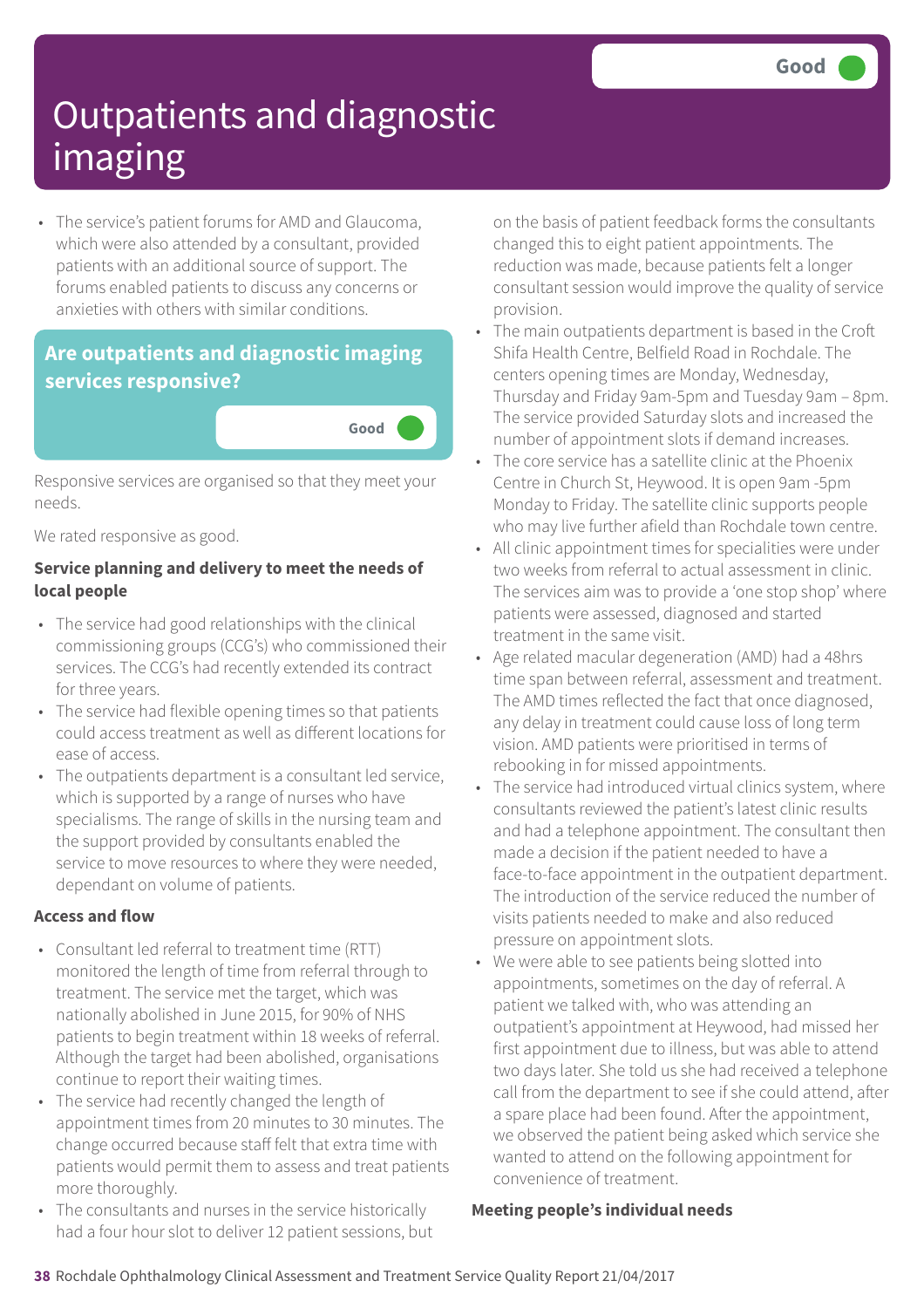# Outpatients and diagnostic imaging

Good

- The service's patient forums for AMD and Glaucoma, which were also attended by a consultant, provided patients with an additional source of support. The forums enabled patients to discuss any concerns or anxieties with others with similar conditions.

## Are outpatients and diagnostic imaging services responsive?

Good

Responsive services are organised so that they meet your needs.

We rated responsive as good.

### Service planning and delivery to meet the needs of local people

- The service had good relationships with the clinical commissioning groups (CCG's) who commissioned their services. The CCG's had recently extended its contract for three years.
- The service had flexible opening times so that patients could access treatment as well as different locations for ease of access.
- The outpatients department is a consultant led service, which is supported by a range of nurses who have specialisms. The range of skills in the nursing team and the support provided by consultants enabled the service to move resources to where they were needed, dependant on volume of patients.

### Access and flow

- Consultant led referral to treatment time (RTT) monitored the length of time from referral through to treatment. The service met the target, which was nationally abolished in June 2015, for 90% of NHS patients to begin treatment within 18 weeks of referral. Although the target had been abolished, organisations continue to report their waiting times.
- The service had recently changed the length of appointment times from 20 minutes to 30 minutes. The change occurred because staff felt that extra time with patients would permit them to assess and treat patients more thoroughly.
- The consultants and nurses in the service historically had a four hour slot to deliver 12 patient sessions, but on the basis of patient feedback forms the consultants changed this to eight patient appointments. The reduction was made, because patients felt a longer consultant session would improve the quality of service provision.
- The main outpatients department is based in the Croft Shifa Health Centre, Belfield Road in Rochdale. The centers opening times are Monday, Wednesday, Thursday and Friday 9am-5pm and Tuesday 9am – 8pm. The service provided Saturday slots and increased the number of appointment slots if demand increases.
- The core service has a satellite clinic at the Phoenix Centre in Church St, Heywood. It is open 9am -5pm Monday to Friday. The satellite clinic supports people who may live further afield than Rochdale town centre.
- All clinic appointment times for specialities were under two weeks from referral to actual assessment in clinic. The services aim was to provide a 'one stop shop' where patients were assessed, diagnosed and started treatment in the same visit.
- Age related macular degeneration (AMD) had a 48hrs time span between referral, assessment and treatment. The AMD times reflected the fact that once diagnosed, any delay in treatment could cause loss of long term vision. AMD patients were prioritised in terms of rebooking in for missed appointments.
- The service had introduced virtual clinics system, where consultants reviewed the patient's latest clinic results and had a telephone appointment. The consultant then made a decision if the patient needed to have a face-to-face appointment in the outpatient department. The introduction of the service reduced the number of visits patients needed to make and also reduced pressure on appointment slots.
- We were able to see patients being slotted into appointments, sometimes on the day of referral. A patient we talked with, who was attending an outpatient's appointment at Heywood, had missed her first appointment due to illness, but was able to attend two days later. She told us she had received a telephone call from the department to see if she could attend, after a spare place had been found. After the appointment, we observed the patient being asked which service she wanted to attend on the following appointment for convenience of treatment.

### Meeting people's individual needs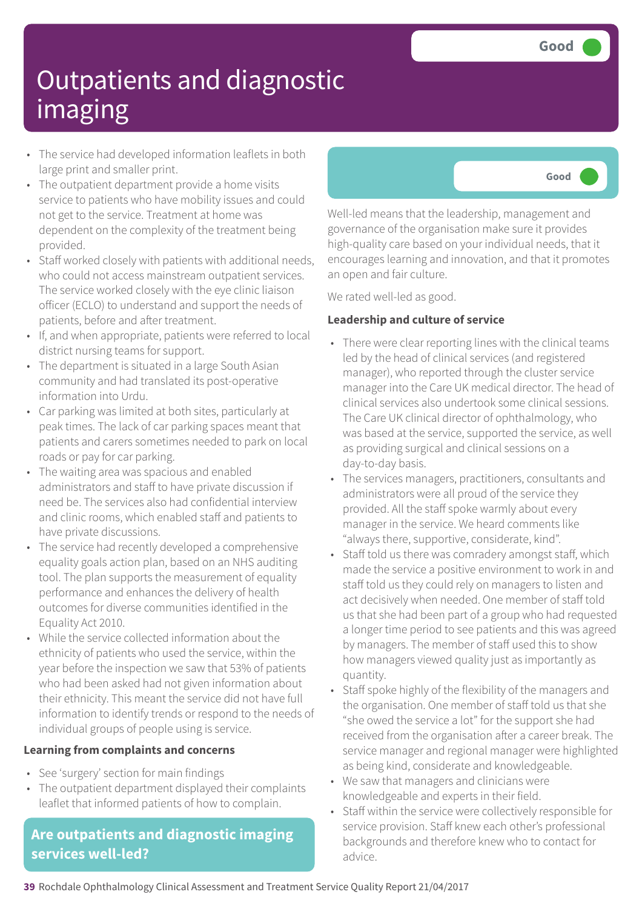# Outpatients and diagnostic imaging

Good

- The service had developed information leaflets in both large print and smaller print.
- The outpatient department provide a home visits service to patients who have mobility issues and could not get to the service. Treatment at home was dependent on the complexity of the treatment being provided.
- Staff worked closely with patients with additional needs, who could not access mainstream outpatient services. The service worked closely with the eye clinic liaison officer (ECLO) to understand and support the needs of patients, before and after treatment.
- If, and when appropriate, patients were referred to local district nursing teams for support.
- The department is situated in a large South Asian community and had translated its post-operative information into Urdu.
- Car parking was limited at both sites, particularly at peak times. The lack of car parking spaces meant that patients and carers sometimes needed to park on local roads or pay for car parking.
- The waiting area was spacious and enabled administrators and staff to have private discussion if need be. The services also had confidential interview and clinic rooms, which enabled staff and patients to have private discussions.
- The service had recently developed a comprehensive equality goals action plan, based on an NHS auditing tool. The plan supports the measurement of equality performance and enhances the delivery of health outcomes for diverse communities identified in the Equality Act 2010.
- While the service collected information about the ethnicity of patients who used the service, within the year before the inspection we saw that 53% of patients who had been asked had not given information about their ethnicity. This meant the service did not have full information to identify trends or respond to the needs of individual groups of people using is service.

**Learning from complaints and concerns**

- See 'surgery' section for main findings
- The outpatient department displayed their complaints leaflet that informed patients of how to complain.

## Are outpatients and diagnostic imaging services well-led?

Good

Well-led means that the leadership, management and governance of the organisation make sure it provides high-quality care based on your individual needs, that it encourages learning and innovation, and that it promotes an open and fair culture.

We rated well-led as good.

**Leadership and culture of service**

- There were clear reporting lines with the clinical teams led by the head of clinical services (and registered manager), who reported through the cluster service manager into the Care UK medical director. The head of clinical services also undertook some clinical sessions. The Care UK clinical director of ophthalmology, who was based at the service, supported the service, as well as providing surgical and clinical sessions on a day-to-day basis.
- The services managers, practitioners, consultants and administrators were all proud of the service they provided. All the staff spoke warmly about every manager in the service. We heard comments like "always there, supportive, considerate, kind".
- Staff told us there was comradery amongst staff, which made the service a positive environment to work in and staff told us they could rely on managers to listen and act decisively when needed. One member of staff told us that she had been part of a group who had requested a longer time period to see patients and this was agreed by managers. The member of staff used this to show how managers viewed quality just as importantly as quantity.
- Staff spoke highly of the flexibility of the managers and the organisation. One member of staff told us that she "she owed the service a lot" for the support she had received from the organisation after a career break. The service manager and regional manager were highlighted as being kind, considerate and knowledgeable.
- We saw that managers and clinicians were knowledgeable and experts in their field.
- Staff within the service were collectively responsible for service provision. Staff knew each other's professional backgrounds and therefore knew who to contact for advice.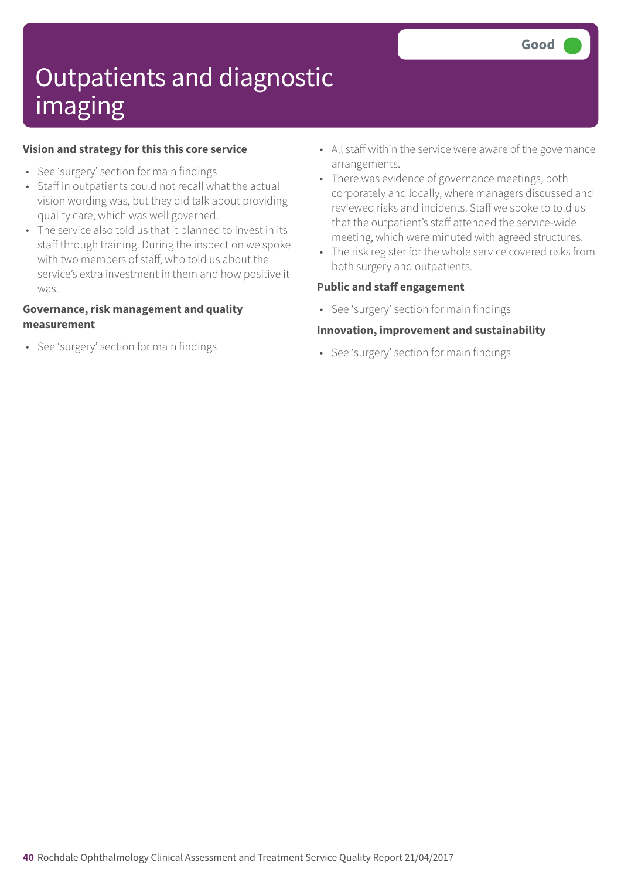# Outpatients and diagnostic imaging

Good

**Vision and strategy for this this core service**

- See 'surgery' section for main findings
- Staff in outpatients could not recall what the actual vision wording was, but they did talk about providing quality care, which was well governed.
- The service also told us that it planned to invest in its staff through training. During the inspection we spoke with two members of staff, who told us about the service's extra investment in them and how positive it was.

**Governance, risk management and quality measurement**

- See 'surgery' section for main findings
- All staff within the service were aware of the governance arrangements.
- There was evidence of governance meetings, both corporately and locally, where managers discussed and reviewed risks and incidents. Staff we spoke to told us that the outpatient's staff attended the service-wide meeting, which were minuted with agreed structures.
- The risk register for the whole service covered risks from both surgery and outpatients.

**Public and staff engagement**

- See 'surgery' section for main findings

**Innovation, improvement and sustainability**

- See 'surgery' section for main findings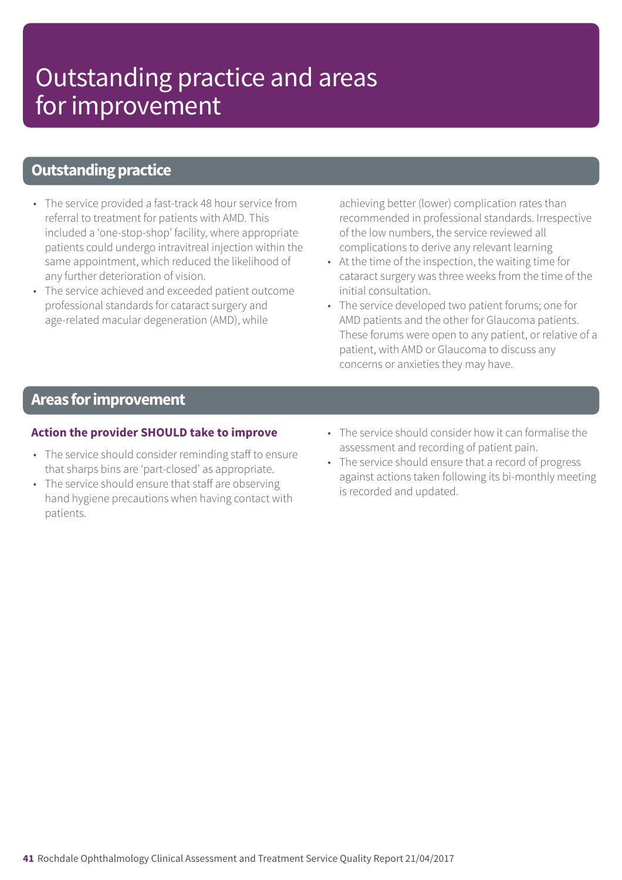# Outstanding practice and areas for improvement

## Outstanding practice

- The service provided a fast-track 48 hour service from referral to treatment for patients with AMD. This included a 'one-stop-shop' facility, where appropriate patients could undergo intravitreal injection within the same appointment, which reduced the likelihood of any further deterioration of vision.
- The service achieved and exceeded patient outcome professional standards for cataract surgery and age-related macular degeneration (AMD), while achieving better (lower) complication rates than recommended in professional standards. Irrespective of the low numbers, the service reviewed all complications to derive any relevant learning
- At the time of the inspection, the waiting time for cataract surgery was three weeks from the time of the initial consultation.
- The service developed two patient forums; one for AMD patients and the other for Glaucoma patients. These forums were open to any patient, or relative of a patient, with AMD or Glaucoma to discuss any concerns or anxieties they may have.

## Areas for improvement

### Action the provider SHOULD take to improve

- The service should consider reminding staff to ensure that sharps bins are 'part-closed' as appropriate.
- The service should ensure that staff are observing hand hygiene precautions when having contact with patients.
- The service should consider how it can formalise the assessment and recording of patient pain.
- The service should ensure that a record of progress against actions taken following its bi-monthly meeting is recorded and updated.